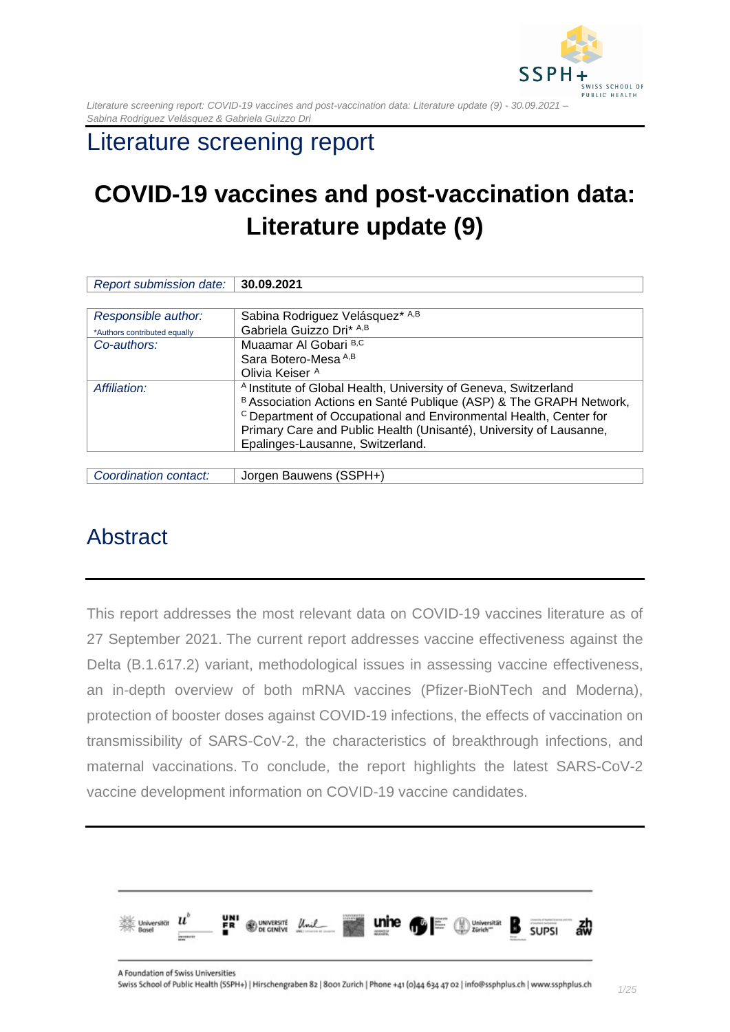# Literature screening report

# COVID-19 vaccines and post-vaccination data: Literature update (9)

| *Report submission date:* | **30.09.2021** |
|---|---|

| *Responsible author:* *Authors contributed equally | Sabina Rodriguez Velásquez* [A,B] Gabriela Guizzo Dri* [A,B] |
|---|---|
| *Co-authors:* | Muaamar Al Gobari [B,C] Sara Botero-Mesa [A,B] Olivia Keiser [A] |
| *Affiliation:* | [A] Institute of Global Health, University of Geneva, Switzerland [B] Association Actions en Santé Publique (ASP) & The GRAPH Network, [C] Department of Occupational and Environmental Health, Center for Primary Care and Public Health (Unisanté), University of Lausanne, Epalinges-Lausanne, Switzerland. |

| *Coordination contact:* | Jorgen Bauwens (SSPH+) |
|---|---|

## Abstract

This report addresses the most relevant data on COVID-19 vaccines literature as of 27 September 2021. The current report addresses vaccine effectiveness against the Delta (B.1.617.2) variant, methodological issues in assessing vaccine effectiveness, an in-depth overview of both mRNA vaccines (Pfizer-BioNTech and Moderna), protection of booster doses against COVID-19 infections, the effects of vaccination on transmissibility of SARS-CoV-2, the characteristics of breakthrough infections, and maternal vaccinations. To conclude, the report highlights the latest SARS-CoV-2 vaccine development information on COVID-19 vaccine candidates.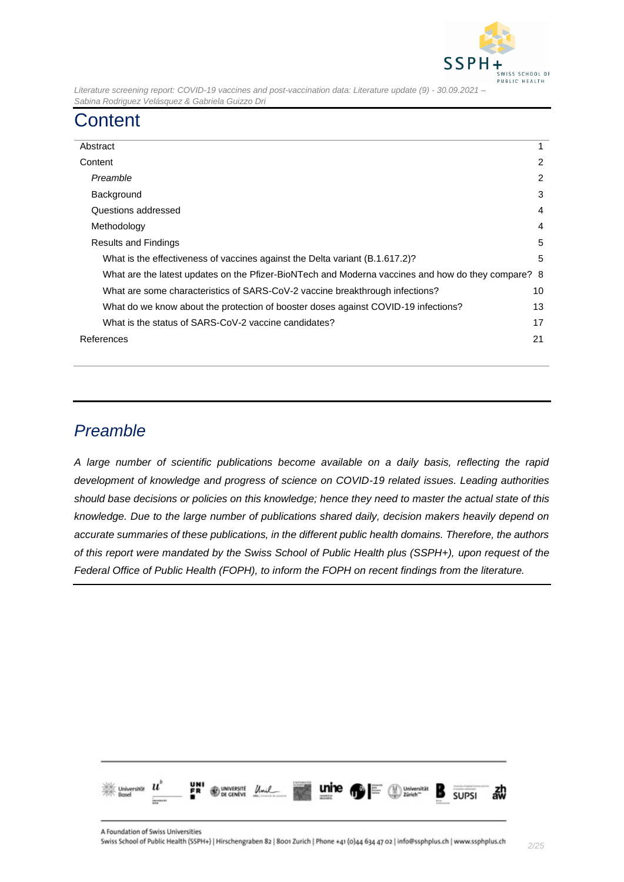# Content

| | |
|---|---|
| Abstract | 1 |
| Content | 2 |
| *Preamble* | 2 |
| Background | 3 |
| Questions addressed | 4 |
| Methodology | 4 |
| Results and Findings | 5 |
| What is the effectiveness of vaccines against the Delta variant (B.1.617.2)? | 5 |
| What are the latest updates on the Pfizer-BioNTech and Moderna vaccines and how do they compare? | 8 |
| What are some characteristics of SARS-CoV-2 vaccine breakthrough infections? | 10 |
| What do we know about the protection of booster doses against COVID-19 infections? | 13 |
| What is the status of SARS-CoV-2 vaccine candidates? | 17 |
| References | 21 |

## *Preamble*

*A large number of scientific publications become available on a daily basis, reflecting the rapid development of knowledge and progress of science on COVID-19 related issues. Leading authorities should base decisions or policies on this knowledge; hence they need to master the actual state of this knowledge. Due to the large number of publications shared daily, decision makers heavily depend on accurate summaries of these publications, in the different public health domains. Therefore, the authors of this report were mandated by the Swiss School of Public Health plus (SSPH+), upon request of the Federal Office of Public Health (FOPH), to inform the FOPH on recent findings from the literature.*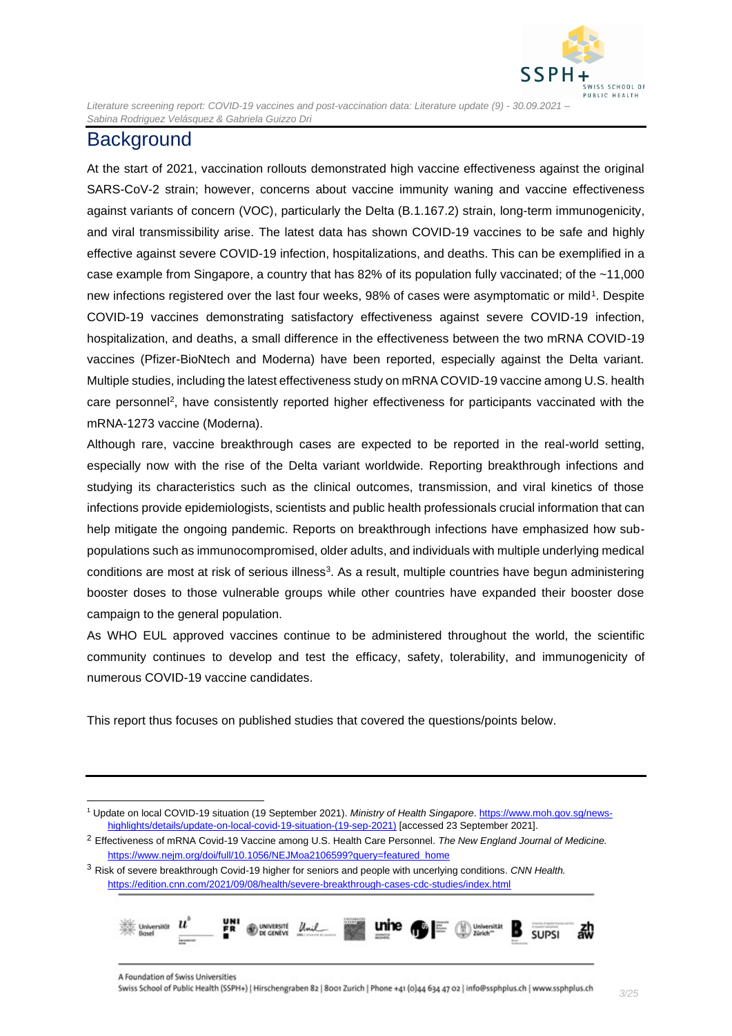# Background

At the start of 2021, vaccination rollouts demonstrated high vaccine effectiveness against the original SARS-CoV-2 strain; however, concerns about vaccine immunity waning and vaccine effectiveness against variants of concern (VOC), particularly the Delta (B.1.167.2) strain, long-term immunogenicity, and viral transmissibility arise. The latest data has shown COVID-19 vaccines to be safe and highly effective against severe COVID-19 infection, hospitalizations, and deaths. This can be exemplified in a case example from Singapore, a country that has 82% of its population fully vaccinated; of the ~11,000 new infections registered over the last four weeks, 98% of cases were asymptomatic or mild[1]. Despite COVID-19 vaccines demonstrating satisfactory effectiveness against severe COVID-19 infection, hospitalization, and deaths, a small difference in the effectiveness between the two mRNA COVID-19 vaccines (Pfizer-BioNtech and Moderna) have been reported, especially against the Delta variant. Multiple studies, including the latest effectiveness study on mRNA COVID-19 vaccine among U.S. health care personnel[2], have consistently reported higher effectiveness for participants vaccinated with the mRNA-1273 vaccine (Moderna).

Although rare, vaccine breakthrough cases are expected to be reported in the real-world setting, especially now with the rise of the Delta variant worldwide. Reporting breakthrough infections and studying its characteristics such as the clinical outcomes, transmission, and viral kinetics of those infections provide epidemiologists, scientists and public health professionals crucial information that can help mitigate the ongoing pandemic. Reports on breakthrough infections have emphasized how sub-populations such as immunocompromised, older adults, and individuals with multiple underlying medical conditions are most at risk of serious illness[3]. As a result, multiple countries have begun administering booster doses to those vulnerable groups while other countries have expanded their booster dose campaign to the general population.

As WHO EUL approved vaccines continue to be administered throughout the world, the scientific community continues to develop and test the efficacy, safety, tolerability, and immunogenicity of numerous COVID-19 vaccine candidates.

This report thus focuses on published studies that covered the questions/points below.

---

[1] Update on local COVID-19 situation (19 September 2021). *Ministry of Health Singapore*. https://www.moh.gov.sg/news-highlights/details/update-on-local-covid-19-situation-(19-sep-2021) [accessed 23 September 2021].

[2] Effectiveness of mRNA Covid-19 Vaccine among U.S. Health Care Personnel. *The New England Journal of Medicine.* https://www.nejm.org/doi/full/10.1056/NEJMoa2106599?query=featured_home

[3] Risk of severe breakthrough Covid-19 higher for seniors and people with uncerlying conditions. *CNN Health.* https://edition.cnn.com/2021/09/08/health/severe-breakthrough-cases-cdc-studies/index.html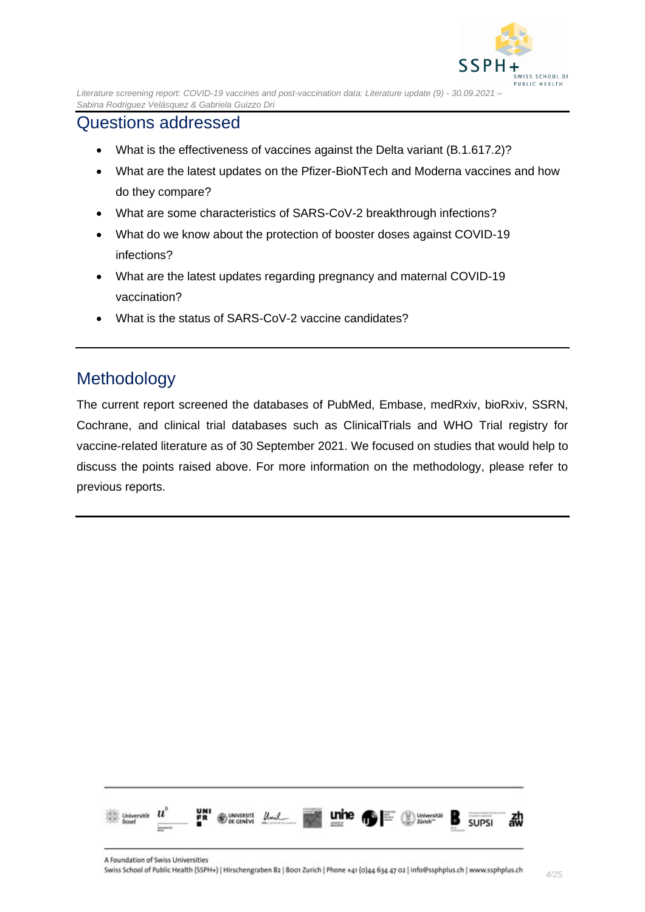## Questions addressed

- What is the effectiveness of vaccines against the Delta variant (B.1.617.2)?
- What are the latest updates on the Pfizer-BioNTech and Moderna vaccines and how do they compare?
- What are some characteristics of SARS-CoV-2 breakthrough infections?
- What do we know about the protection of booster doses against COVID-19 infections?
- What are the latest updates regarding pregnancy and maternal COVID-19 vaccination?
- What is the status of SARS-CoV-2 vaccine candidates?

## Methodology

The current report screened the databases of PubMed, Embase, medRxiv, bioRxiv, SSRN, Cochrane, and clinical trial databases such as ClinicalTrials and WHO Trial registry for vaccine-related literature as of 30 September 2021. We focused on studies that would help to discuss the points raised above. For more information on the methodology, please refer to previous reports.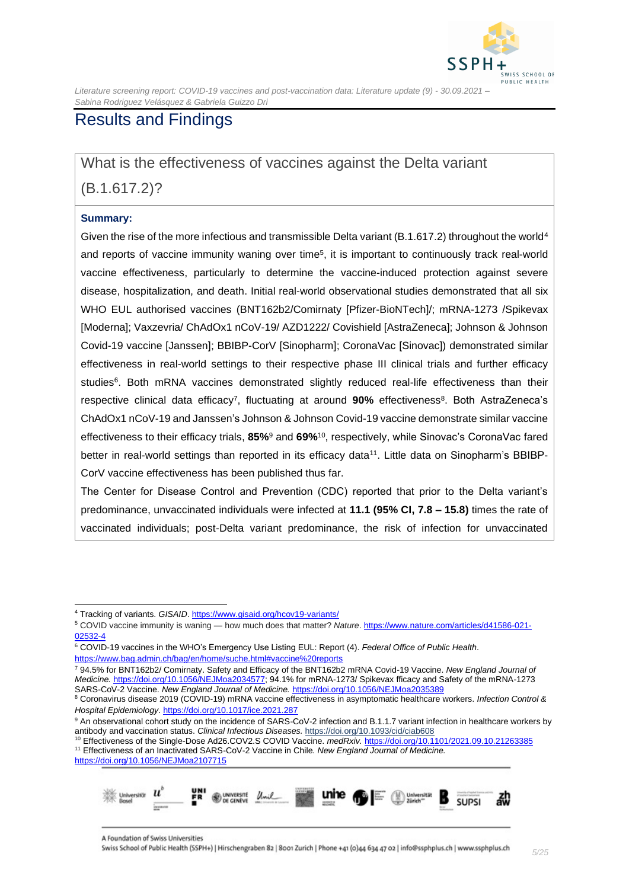# Results and Findings

## What is the effectiveness of vaccines against the Delta variant (B.1.617.2)?

**Summary:**

Given the rise of the more infectious and transmissible Delta variant (B.1.617.2) throughout the world[4] and reports of vaccine immunity waning over time[5], it is important to continuously track real-world vaccine effectiveness, particularly to determine the vaccine-induced protection against severe disease, hospitalization, and death. Initial real-world observational studies demonstrated that all six WHO EUL authorised vaccines (BNT162b2/Comirnaty [Pfizer-BioNTech]/; mRNA-1273 /Spikevax [Moderna]; Vaxzevria/ ChAdOx1 nCoV-19/ AZD1222/ Covishield [AstraZeneca]; Johnson & Johnson Covid-19 vaccine [Janssen]; BBIBP-CorV [Sinopharm]; CoronaVac [Sinovac]) demonstrated similar effectiveness in real-world settings to their respective phase III clinical trials and further efficacy studies[6]. Both mRNA vaccines demonstrated slightly reduced real-life effectiveness than their respective clinical data efficacy[7], fluctuating at around **90%** effectiveness[8]. Both AstraZeneca's ChAdOx1 nCoV-19 and Janssen's Johnson & Johnson Covid-19 vaccine demonstrate similar vaccine effectiveness to their efficacy trials, **85%**[9] and **69%**[10], respectively, while Sinovac's CoronaVac fared better in real-world settings than reported in its efficacy data[11]. Little data on Sinopharm's BBIBP-CorV vaccine effectiveness has been published thus far.

The Center for Disease Control and Prevention (CDC) reported that prior to the Delta variant's predominance, unvaccinated individuals were infected at **11.1 (95% CI, 7.8 – 15.8)** times the rate of vaccinated individuals; post-Delta variant predominance, the risk of infection for unvaccinated

---

[4] Tracking of variants. *GISAID*. https://www.gisaid.org/hcov19-variants/

[5] COVID vaccine immunity is waning — how much does that matter? *Nature*. https://www.nature.com/articles/d41586-021-02532-4

[6] COVID-19 vaccines in the WHO's Emergency Use Listing EUL: Report (4). *Federal Office of Public Health*. https://www.bag.admin.ch/bag/en/home/suche.html#vaccine%20reports

[7] 94.5% for BNT162b2/ Comirnaty. Safety and Efficacy of the BNT162b2 mRNA Covid-19 Vaccine. *New England Journal of Medicine.* https://doi.org/10.1056/NEJMoa2034577; 94.1% for mRNA-1273/ Spikevax fficacy and Safety of the mRNA-1273 SARS-CoV-2 Vaccine. *New England Journal of Medicine.* https://doi.org/10.1056/NEJMoa2035389

[8] Coronavirus disease 2019 (COVID-19) mRNA vaccine effectiveness in asymptomatic healthcare workers. *Infection Control & Hospital Epidemiology*. https://doi.org/10.1017/ice.2021.287

[9] An observational cohort study on the incidence of SARS-CoV-2 infection and B.1.1.7 variant infection in healthcare workers by antibody and vaccination status. *Clinical Infectious Diseases.* https://doi.org/10.1093/cid/ciab608

[10] Effectiveness of the Single-Dose Ad26.COV2.S COVID Vaccine. *medRxiv.* https://doi.org/10.1101/2021.09.10.21263385

[11] Effectiveness of an Inactivated SARS-CoV-2 Vaccine in Chile. *New England Journal of Medicine.* https://doi.org/10.1056/NEJMoa2107715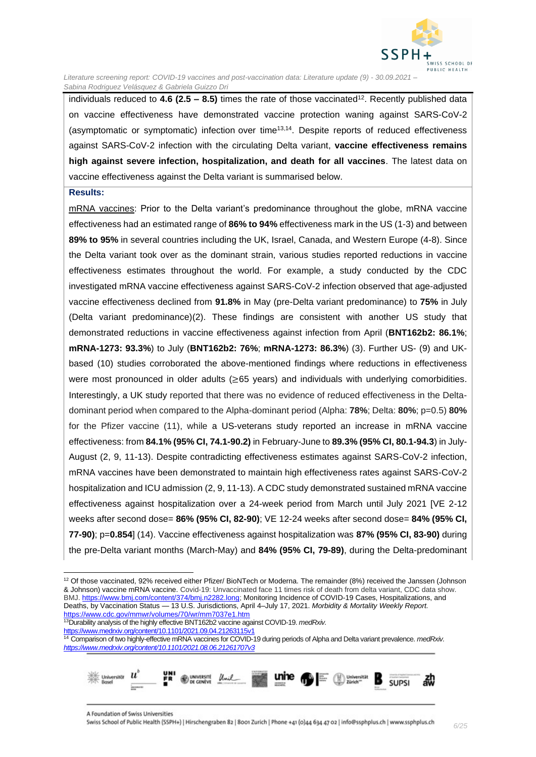individuals reduced to **4.6 (2.5 – 8.5)** times the rate of those vaccinated[12]. Recently published data on vaccine effectiveness have demonstrated vaccine protection waning against SARS-CoV-2 (asymptomatic or symptomatic) infection over time[13,14]. Despite reports of reduced effectiveness against SARS-CoV-2 infection with the circulating Delta variant, **vaccine effectiveness remains high against severe infection, hospitalization, and death for all vaccines**. The latest data on vaccine effectiveness against the Delta variant is summarised below.

**Results:**

mRNA vaccines: Prior to the Delta variant's predominance throughout the globe, mRNA vaccine effectiveness had an estimated range of **86% to 94%** effectiveness mark in the US (1-3) and between **89% to 95%** in several countries including the UK, Israel, Canada, and Western Europe (4-8). Since the Delta variant took over as the dominant strain, various studies reported reductions in vaccine effectiveness estimates throughout the world. For example, a study conducted by the CDC investigated mRNA vaccine effectiveness against SARS-CoV-2 infection observed that age-adjusted vaccine effectiveness declined from **91.8%** in May (pre-Delta variant predominance) to **75%** in July (Delta variant predominance)(2). These findings are consistent with another US study that demonstrated reductions in vaccine effectiveness against infection from April (**BNT162b2: 86.1%**; **mRNA-1273: 93.3%**) to July (**BNT162b2: 76%**; **mRNA-1273: 86.3%**) (3). Further US- (9) and UK-based (10) studies corroborated the above-mentioned findings where reductions in effectiveness were most pronounced in older adults (≥65 years) and individuals with underlying comorbidities. Interestingly, a UK study reported that there was no evidence of reduced effectiveness in the Delta-dominant period when compared to the Alpha-dominant period (Alpha: **78%**; Delta: **80%**; p=0.5) **80%** for the Pfizer vaccine (11), while a US-veterans study reported an increase in mRNA vaccine effectiveness: from **84.1% (95% CI, 74.1-90.2)** in February-June to **89.3% (95% CI, 80.1-94.3**) in July-August (2, 9, 11-13). Despite contradicting effectiveness estimates against SARS-CoV-2 infection, mRNA vaccines have been demonstrated to maintain high effectiveness rates against SARS-CoV-2 hospitalization and ICU admission (2, 9, 11-13). A CDC study demonstrated sustained mRNA vaccine effectiveness against hospitalization over a 24-week period from March until July 2021 [VE 2-12 weeks after second dose= **86% (95% CI, 82-90)**; VE 12-24 weeks after second dose= **84% (95% CI, 77-90)**; p=**0.854**] (14). Vaccine effectiveness against hospitalization was **87% (95% CI, 83-90)** during the pre-Delta variant months (March-May) and **84% (95% CI, 79-89)**, during the Delta-predominant

---

[12] Of those vaccinated, 92% received either Pfizer/ BioNTech or Moderna. The remainder (8%) received the Janssen (Johnson & Johnson) vaccine mRNA vaccine. Covid-19: Unvaccinated face 11 times risk of death from delta variant, CDC data show. BMJ. https://www.bmj.com/content/374/bmj.n2282.long; Monitoring Incidence of COVID-19 Cases, Hospitalizations, and Deaths, by Vaccination Status — 13 U.S. Jurisdictions, April 4–July 17, 2021. *Morbidity & Mortality Weekly Report.* https://www.cdc.gov/mmwr/volumes/70/wr/mm7037e1.htm

[13] Durability analysis of the highly effective BNT162b2 vaccine against COVID-19. *medRxiv.* https://www.medrxiv.org/content/10.1101/2021.09.04.21263115v1

[14] Comparison of two highly-effective mRNA vaccines for COVID-19 during periods of Alpha and Delta variant prevalence. *medRxiv.* *https://www.medrxiv.org/content/10.1101/2021.08.06.21261707v3*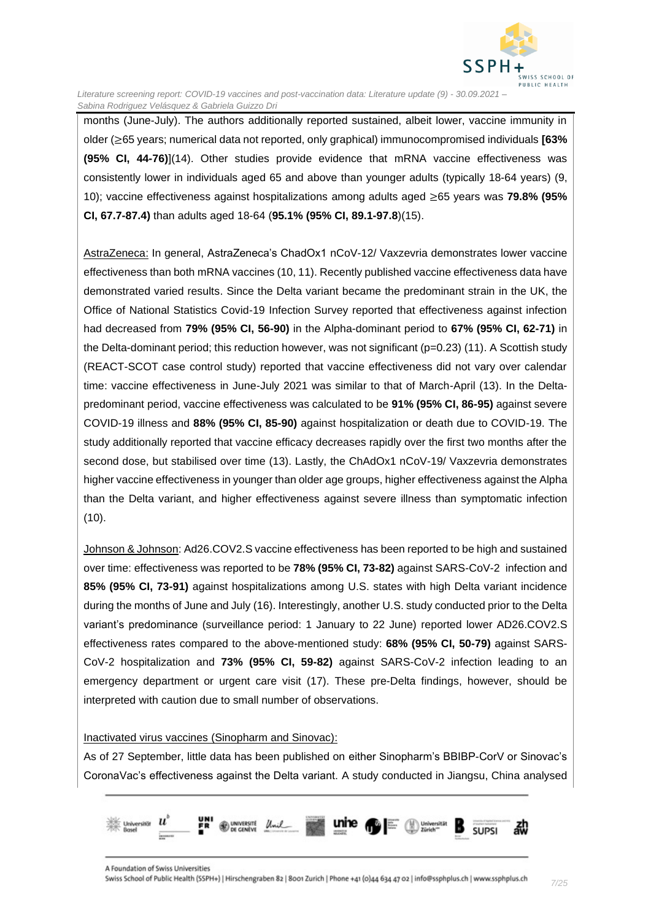months (June-July). The authors additionally reported sustained, albeit lower, vaccine immunity in older (≥65 years; numerical data not reported, only graphical) immunocompromised individuals **[63% (95% CI, 44-76)]**(14). Other studies provide evidence that mRNA vaccine effectiveness was consistently lower in individuals aged 65 and above than younger adults (typically 18-64 years) (9, 10); vaccine effectiveness against hospitalizations among adults aged ≥65 years was **79.8% (95% CI, 67.7-87.4)** than adults aged 18-64 (**95.1% (95% CI, 89.1-97.8**)(15).

<u>AstraZeneca:</u> In general, AstraZeneca's ChadOx1 nCoV-12/ Vaxzevria demonstrates lower vaccine effectiveness than both mRNA vaccines (10, 11). Recently published vaccine effectiveness data have demonstrated varied results. Since the Delta variant became the predominant strain in the UK, the Office of National Statistics Covid-19 Infection Survey reported that effectiveness against infection had decreased from **79% (95% CI, 56-90)** in the Alpha-dominant period to **67% (95% CI, 62-71)** in the Delta-dominant period; this reduction however, was not significant (p=0.23) (11). A Scottish study (REACT-SCOT case control study) reported that vaccine effectiveness did not vary over calendar time: vaccine effectiveness in June-July 2021 was similar to that of March-April (13). In the Delta-predominant period, vaccine effectiveness was calculated to be **91% (95% CI, 86-95)** against severe COVID-19 illness and **88% (95% CI, 85-90)** against hospitalization or death due to COVID-19. The study additionally reported that vaccine efficacy decreases rapidly over the first two months after the second dose, but stabilised over time (13). Lastly, the ChAdOx1 nCoV-19/ Vaxzevria demonstrates higher vaccine effectiveness in younger than older age groups, higher effectiveness against the Alpha than the Delta variant, and higher effectiveness against severe illness than symptomatic infection (10).

<u>Johnson & Johnson</u>: Ad26.COV2.S vaccine effectiveness has been reported to be high and sustained over time: effectiveness was reported to be **78% (95% CI, 73-82)** against SARS-CoV-2 infection and **85% (95% CI, 73-91)** against hospitalizations among U.S. states with high Delta variant incidence during the months of June and July (16). Interestingly, another U.S. study conducted prior to the Delta variant's predominance (surveillance period: 1 January to 22 June) reported lower AD26.COV2.S effectiveness rates compared to the above-mentioned study: **68% (95% CI, 50-79)** against SARS-CoV-2 hospitalization and **73% (95% CI, 59-82)** against SARS-CoV-2 infection leading to an emergency department or urgent care visit (17). These pre-Delta findings, however, should be interpreted with caution due to small number of observations.

<u>Inactivated virus vaccines (Sinopharm and Sinovac):</u>

As of 27 September, little data has been published on either Sinopharm's BBIBP-CorV or Sinovac's CoronaVac's effectiveness against the Delta variant. A study conducted in Jiangsu, China analysed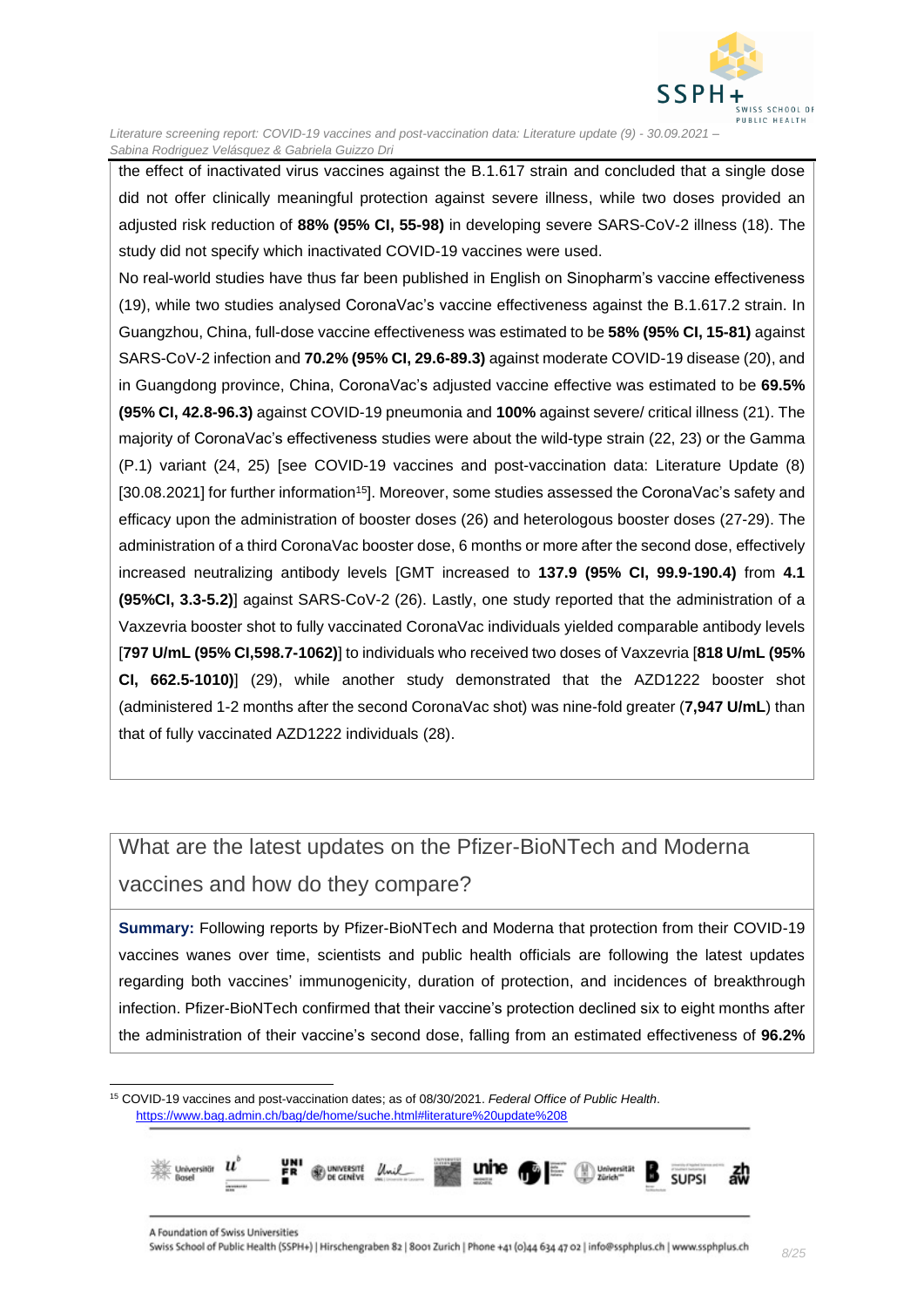the effect of inactivated virus vaccines against the B.1.617 strain and concluded that a single dose did not offer clinically meaningful protection against severe illness, while two doses provided an adjusted risk reduction of **88% (95% CI, 55-98)** in developing severe SARS-CoV-2 illness (18). The study did not specify which inactivated COVID-19 vaccines were used.

No real-world studies have thus far been published in English on Sinopharm's vaccine effectiveness (19), while two studies analysed CoronaVac's vaccine effectiveness against the B.1.617.2 strain. In Guangzhou, China, full-dose vaccine effectiveness was estimated to be **58% (95% CI, 15-81)** against SARS-CoV-2 infection and **70.2% (95% CI, 29.6-89.3)** against moderate COVID-19 disease (20), and in Guangdong province, China, CoronaVac's adjusted vaccine effective was estimated to be **69.5% (95% CI, 42.8-96.3)** against COVID-19 pneumonia and **100%** against severe/ critical illness (21). The majority of CoronaVac's effectiveness studies were about the wild-type strain (22, 23) or the Gamma (P.1) variant (24, 25) [see COVID-19 vaccines and post-vaccination data: Literature Update (8) [30.08.2021] for further information[15]]. Moreover, some studies assessed the CoronaVac's safety and efficacy upon the administration of booster doses (26) and heterologous booster doses (27-29). The administration of a third CoronaVac booster dose, 6 months or more after the second dose, effectively increased neutralizing antibody levels [GMT increased to **137.9 (95% CI, 99.9-190.4)** from **4.1 (95%CI, 3.3-5.2)**] against SARS-CoV-2 (26). Lastly, one study reported that the administration of a Vaxzevria booster shot to fully vaccinated CoronaVac individuals yielded comparable antibody levels [**797 U/mL (95% CI,598.7-1062)**] to individuals who received two doses of Vaxzevria [**818 U/mL (95% CI, 662.5-1010)**] (29), while another study demonstrated that the AZD1222 booster shot (administered 1-2 months after the second CoronaVac shot) was nine-fold greater (**7,947 U/mL**) than that of fully vaccinated AZD1222 individuals (28).

## What are the latest updates on the Pfizer-BioNTech and Moderna vaccines and how do they compare?

**Summary:** Following reports by Pfizer-BioNTech and Moderna that protection from their COVID-19 vaccines wanes over time, scientists and public health officials are following the latest updates regarding both vaccines' immunogenicity, duration of protection, and incidences of breakthrough infection. Pfizer-BioNTech confirmed that their vaccine's protection declined six to eight months after the administration of their vaccine's second dose, falling from an estimated effectiveness of **96.2%**

[15] COVID-19 vaccines and post-vaccination dates; as of 08/30/2021. *Federal Office of Public Health*. https://www.bag.admin.ch/bag/de/home/suche.html#literature%20update%208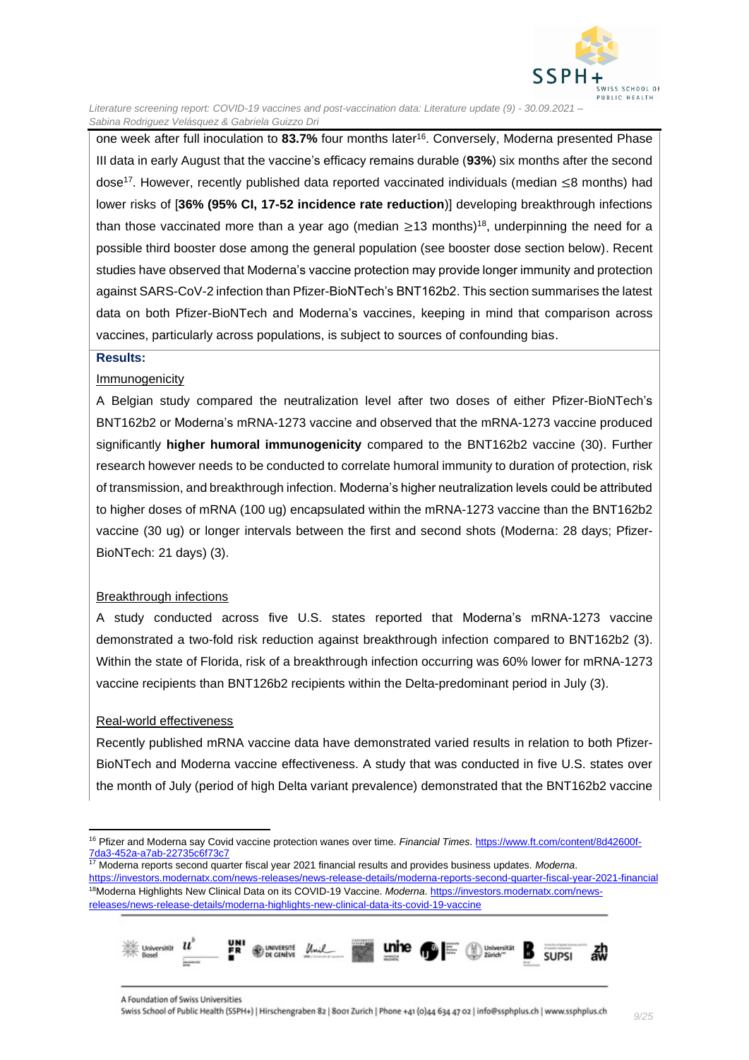one week after full inoculation to **83.7%** four months later[16]. Conversely, Moderna presented Phase III data in early August that the vaccine's efficacy remains durable (**93%**) six months after the second dose[17]. However, recently published data reported vaccinated individuals (median $\leq$8 months) had lower risks of [**36% (95% CI, 17-52 incidence rate reduction)**] developing breakthrough infections than those vaccinated more than a year ago (median $\geq$13 months)[18], underpinning the need for a possible third booster dose among the general population (see booster dose section below). Recent studies have observed that Moderna's vaccine protection may provide longer immunity and protection against SARS-CoV-2 infection than Pfizer-BioNTech's BNT162b2. This section summarises the latest data on both Pfizer-BioNTech and Moderna's vaccines, keeping in mind that comparison across vaccines, particularly across populations, is subject to sources of confounding bias.

**Results:**

Immunogenicity

A Belgian study compared the neutralization level after two doses of either Pfizer-BioNTech's BNT162b2 or Moderna's mRNA-1273 vaccine and observed that the mRNA-1273 vaccine produced significantly **higher humoral immunogenicity** compared to the BNT162b2 vaccine (30). Further research however needs to be conducted to correlate humoral immunity to duration of protection, risk of transmission, and breakthrough infection. Moderna's higher neutralization levels could be attributed to higher doses of mRNA (100 ug) encapsulated within the mRNA-1273 vaccine than the BNT162b2 vaccine (30 ug) or longer intervals between the first and second shots (Moderna: 28 days; Pfizer-BioNTech: 21 days) (3).

Breakthrough infections

A study conducted across five U.S. states reported that Moderna's mRNA-1273 vaccine demonstrated a two-fold risk reduction against breakthrough infection compared to BNT162b2 (3). Within the state of Florida, risk of a breakthrough infection occurring was 60% lower for mRNA-1273 vaccine recipients than BNT126b2 recipients within the Delta-predominant period in July (3).

Real-world effectiveness

Recently published mRNA vaccine data have demonstrated varied results in relation to both Pfizer-BioNTech and Moderna vaccine effectiveness. A study that was conducted in five U.S. states over the month of July (period of high Delta variant prevalence) demonstrated that the BNT162b2 vaccine

---

[16] Pfizer and Moderna say Covid vaccine protection wanes over time. *Financial Times*. https://www.ft.com/content/8d42600f-7da3-452a-a7ab-22735c6f73c7

[17] Moderna reports second quarter fiscal year 2021 financial results and provides business updates. *Moderna*. https://investors.modernatx.com/news-releases/news-release-details/moderna-reports-second-quarter-fiscal-year-2021-financial

[18] Moderna Highlights New Clinical Data on its COVID-19 Vaccine. *Moderna*. https://investors.modernatx.com/news-releases/news-release-details/moderna-highlights-new-clinical-data-its-covid-19-vaccine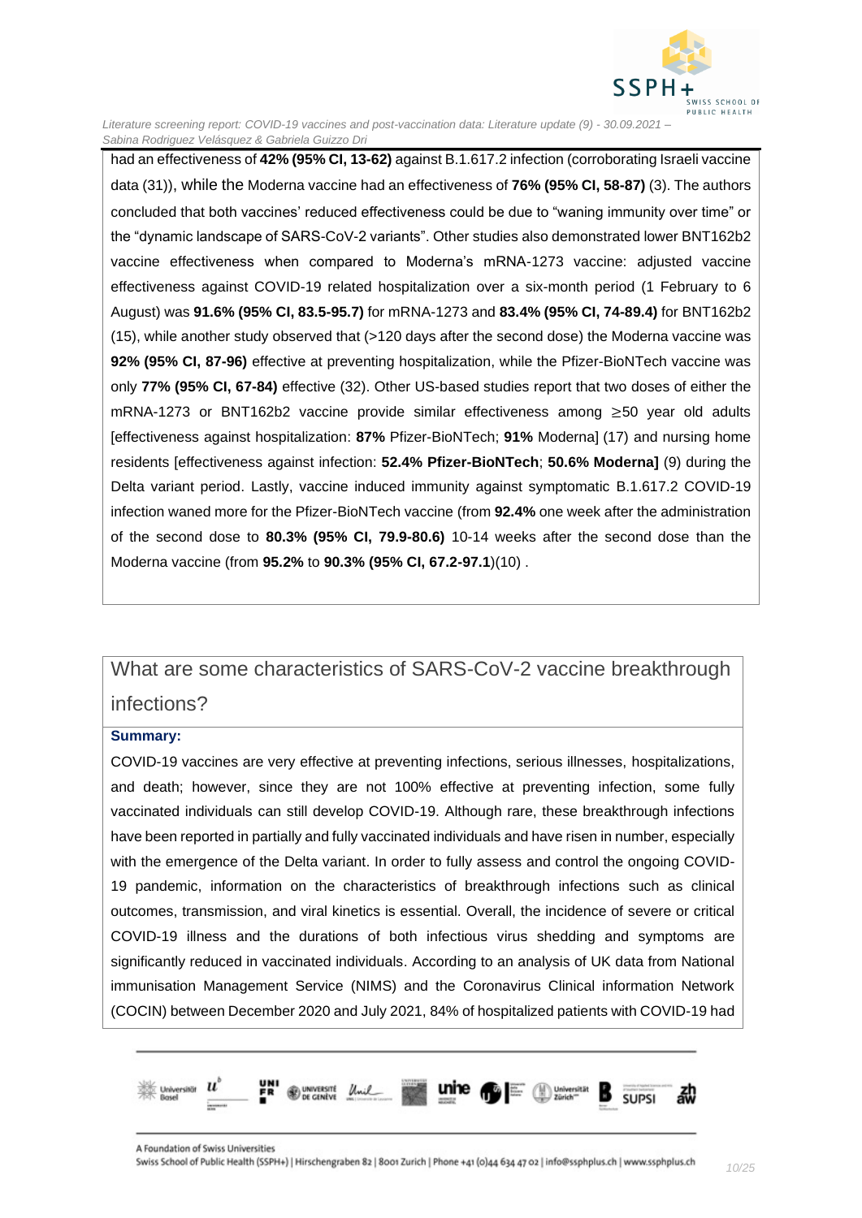had an effectiveness of **42% (95% CI, 13-62)** against B.1.617.2 infection (corroborating Israeli vaccine data (31)), while the Moderna vaccine had an effectiveness of **76% (95% CI, 58-87)** (3). The authors concluded that both vaccines' reduced effectiveness could be due to "waning immunity over time" or the "dynamic landscape of SARS-CoV-2 variants". Other studies also demonstrated lower BNT162b2 vaccine effectiveness when compared to Moderna's mRNA-1273 vaccine: adjusted vaccine effectiveness against COVID-19 related hospitalization over a six-month period (1 February to 6 August) was **91.6% (95% CI, 83.5-95.7)** for mRNA-1273 and **83.4% (95% CI, 74-89.4)** for BNT162b2 (15), while another study observed that (>120 days after the second dose) the Moderna vaccine was **92% (95% CI, 87-96)** effective at preventing hospitalization, while the Pfizer-BioNTech vaccine was only **77% (95% CI, 67-84)** effective (32). Other US-based studies report that two doses of either the mRNA-1273 or BNT162b2 vaccine provide similar effectiveness among ≥50 year old adults [effectiveness against hospitalization: **87%** Pfizer-BioNTech; **91%** Moderna] (17) and nursing home residents [effectiveness against infection: **52.4% Pfizer-BioNTech**; **50.6% Moderna]** (9) during the Delta variant period. Lastly, vaccine induced immunity against symptomatic B.1.617.2 COVID-19 infection waned more for the Pfizer-BioNTech vaccine (from **92.4%** one week after the administration of the second dose to **80.3% (95% CI, 79.9-80.6)** 10-14 weeks after the second dose than the Moderna vaccine (from **95.2%** to **90.3% (95% CI, 67.2-97.1**)(10) .

## What are some characteristics of SARS-CoV-2 vaccine breakthrough infections?

**Summary:**

COVID-19 vaccines are very effective at preventing infections, serious illnesses, hospitalizations, and death; however, since they are not 100% effective at preventing infection, some fully vaccinated individuals can still develop COVID-19. Although rare, these breakthrough infections have been reported in partially and fully vaccinated individuals and have risen in number, especially with the emergence of the Delta variant. In order to fully assess and control the ongoing COVID-19 pandemic, information on the characteristics of breakthrough infections such as clinical outcomes, transmission, and viral kinetics is essential. Overall, the incidence of severe or critical COVID-19 illness and the durations of both infectious virus shedding and symptoms are significantly reduced in vaccinated individuals. According to an analysis of UK data from National immunisation Management Service (NIMS) and the Coronavirus Clinical information Network (COCIN) between December 2020 and July 2021, 84% of hospitalized patients with COVID-19 had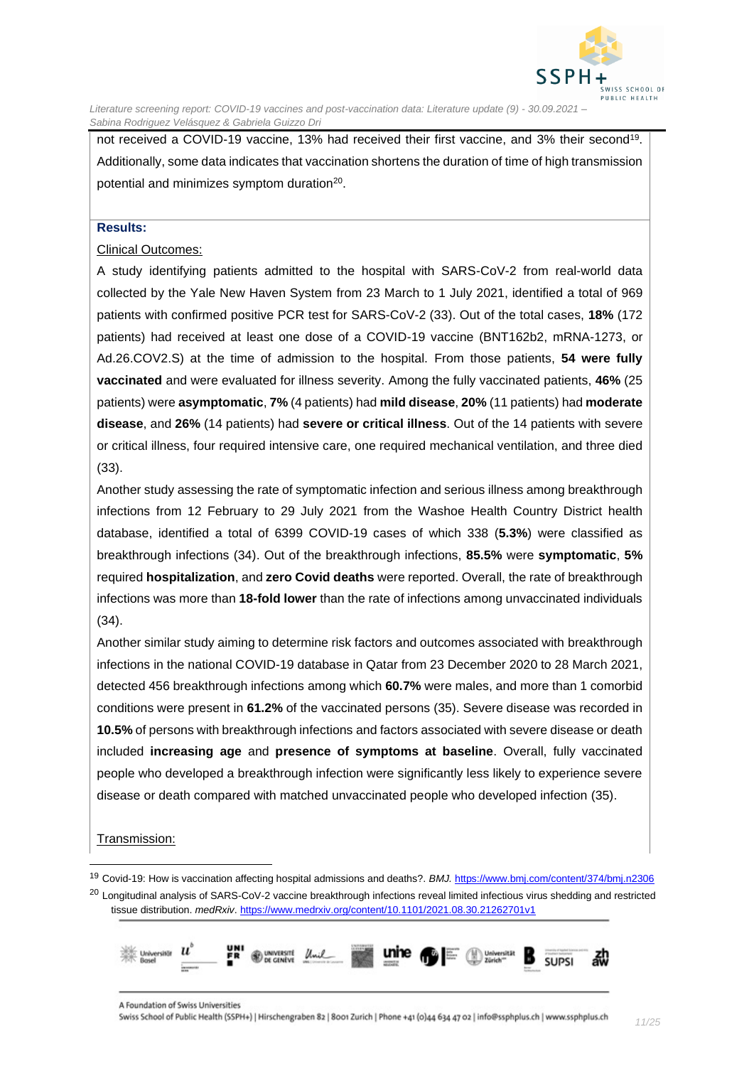not received a COVID-19 vaccine, 13% had received their first vaccine, and 3% their second[19]. Additionally, some data indicates that vaccination shortens the duration of time of high transmission potential and minimizes symptom duration[20].

**Results:**

Clinical Outcomes:

A study identifying patients admitted to the hospital with SARS-CoV-2 from real-world data collected by the Yale New Haven System from 23 March to 1 July 2021, identified a total of 969 patients with confirmed positive PCR test for SARS-CoV-2 (33). Out of the total cases, **18%** (172 patients) had received at least one dose of a COVID-19 vaccine (BNT162b2, mRNA-1273, or Ad.26.COV2.S) at the time of admission to the hospital. From those patients, **54 were fully vaccinated** and were evaluated for illness severity. Among the fully vaccinated patients, **46%** (25 patients) were **asymptomatic**, **7%** (4 patients) had **mild disease**, **20%** (11 patients) had **moderate disease**, and **26%** (14 patients) had **severe or critical illness**. Out of the 14 patients with severe or critical illness, four required intensive care, one required mechanical ventilation, and three died (33).

Another study assessing the rate of symptomatic infection and serious illness among breakthrough infections from 12 February to 29 July 2021 from the Washoe Health Country District health database, identified a total of 6399 COVID-19 cases of which 338 (**5.3%**) were classified as breakthrough infections (34). Out of the breakthrough infections, **85.5%** were **symptomatic**, **5%** required **hospitalization**, and **zero Covid deaths** were reported. Overall, the rate of breakthrough infections was more than **18-fold lower** than the rate of infections among unvaccinated individuals (34).

Another similar study aiming to determine risk factors and outcomes associated with breakthrough infections in the national COVID-19 database in Qatar from 23 December 2020 to 28 March 2021, detected 456 breakthrough infections among which **60.7%** were males, and more than 1 comorbid conditions were present in **61.2%** of the vaccinated persons (35). Severe disease was recorded in **10.5%** of persons with breakthrough infections and factors associated with severe disease or death included **increasing age** and **presence of symptoms at baseline**. Overall, fully vaccinated people who developed a breakthrough infection were significantly less likely to experience severe disease or death compared with matched unvaccinated people who developed infection (35).

Transmission:

---

[19] Covid-19: How is vaccination affecting hospital admissions and deaths?. *BMJ.* https://www.bmj.com/content/374/bmj.n2306

[20] Longitudinal analysis of SARS-CoV-2 vaccine breakthrough infections reveal limited infectious virus shedding and restricted tissue distribution. *medRxiv*. https://www.medrxiv.org/content/10.1101/2021.08.30.21262701v1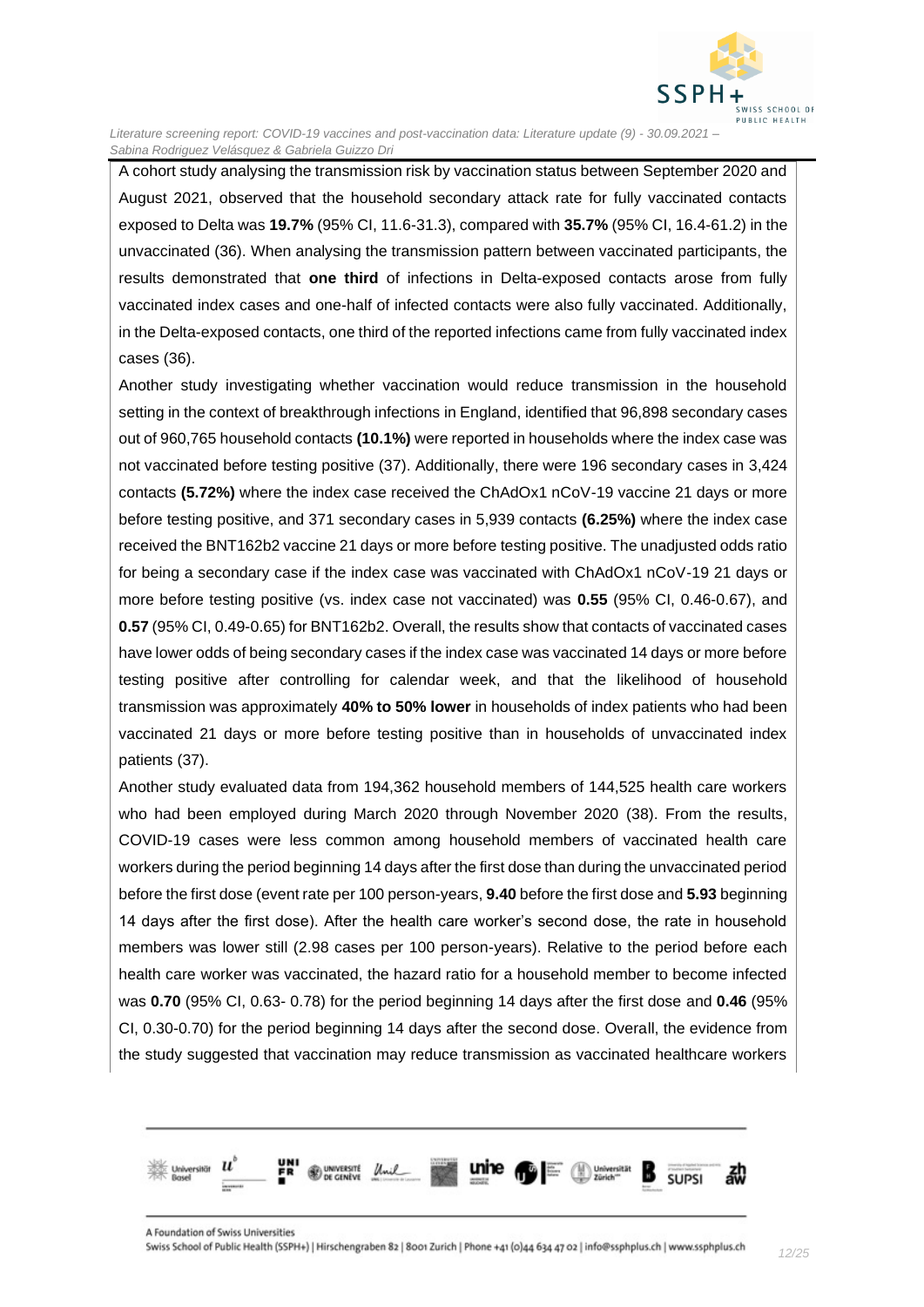A cohort study analysing the transmission risk by vaccination status between September 2020 and August 2021, observed that the household secondary attack rate for fully vaccinated contacts exposed to Delta was **19.7%** (95% CI, 11.6-31.3), compared with **35.7%** (95% CI, 16.4-61.2) in the unvaccinated (36). When analysing the transmission pattern between vaccinated participants, the results demonstrated that **one third** of infections in Delta-exposed contacts arose from fully vaccinated index cases and one-half of infected contacts were also fully vaccinated. Additionally, in the Delta-exposed contacts, one third of the reported infections came from fully vaccinated index cases (36).

Another study investigating whether vaccination would reduce transmission in the household setting in the context of breakthrough infections in England, identified that 96,898 secondary cases out of 960,765 household contacts **(10.1%)** were reported in households where the index case was not vaccinated before testing positive (37). Additionally, there were 196 secondary cases in 3,424 contacts **(5.72%)** where the index case received the ChAdOx1 nCoV-19 vaccine 21 days or more before testing positive, and 371 secondary cases in 5,939 contacts **(6.25%)** where the index case received the BNT162b2 vaccine 21 days or more before testing positive. The unadjusted odds ratio for being a secondary case if the index case was vaccinated with ChAdOx1 nCoV-19 21 days or more before testing positive (vs. index case not vaccinated) was **0.55** (95% CI, 0.46-0.67), and **0.57** (95% CI, 0.49-0.65) for BNT162b2. Overall, the results show that contacts of vaccinated cases have lower odds of being secondary cases if the index case was vaccinated 14 days or more before testing positive after controlling for calendar week, and that the likelihood of household transmission was approximately **40% to 50% lower** in households of index patients who had been vaccinated 21 days or more before testing positive than in households of unvaccinated index patients (37).

Another study evaluated data from 194,362 household members of 144,525 health care workers who had been employed during March 2020 through November 2020 (38). From the results, COVID-19 cases were less common among household members of vaccinated health care workers during the period beginning 14 days after the first dose than during the unvaccinated period before the first dose (event rate per 100 person-years, **9.40** before the first dose and **5.93** beginning 14 days after the first dose). After the health care worker's second dose, the rate in household members was lower still (2.98 cases per 100 person-years). Relative to the period before each health care worker was vaccinated, the hazard ratio for a household member to become infected was **0.70** (95% CI, 0.63- 0.78) for the period beginning 14 days after the first dose and **0.46** (95% CI, 0.30-0.70) for the period beginning 14 days after the second dose. Overall, the evidence from the study suggested that vaccination may reduce transmission as vaccinated healthcare workers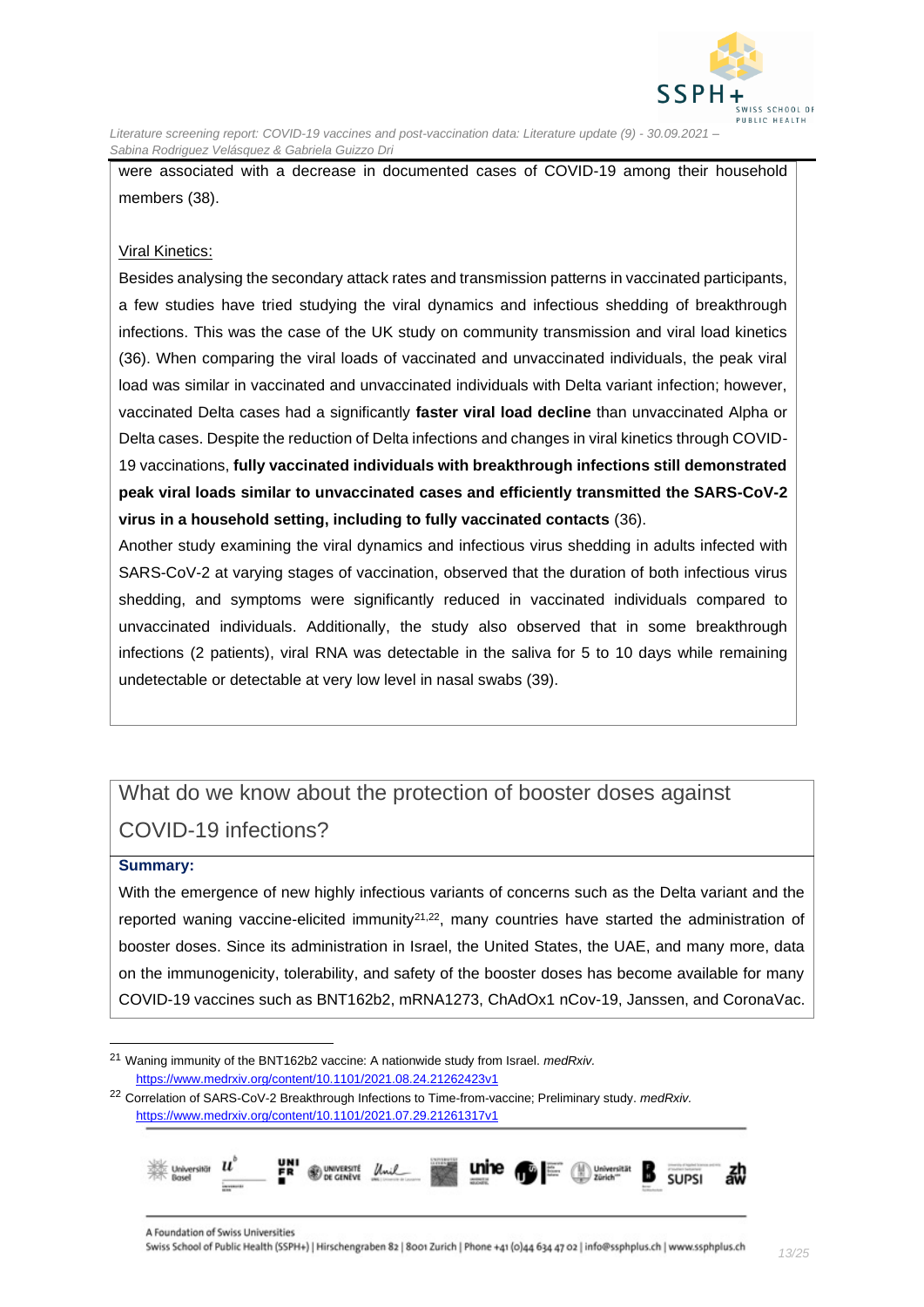were associated with a decrease in documented cases of COVID-19 among their household members (38).

Viral Kinetics:

Besides analysing the secondary attack rates and transmission patterns in vaccinated participants, a few studies have tried studying the viral dynamics and infectious shedding of breakthrough infections. This was the case of the UK study on community transmission and viral load kinetics (36). When comparing the viral loads of vaccinated and unvaccinated individuals, the peak viral load was similar in vaccinated and unvaccinated individuals with Delta variant infection; however, vaccinated Delta cases had a significantly **faster viral load decline** than unvaccinated Alpha or Delta cases. Despite the reduction of Delta infections and changes in viral kinetics through COVID-19 vaccinations, **fully vaccinated individuals with breakthrough infections still demonstrated peak viral loads similar to unvaccinated cases and efficiently transmitted the SARS-CoV-2 virus in a household setting, including to fully vaccinated contacts** (36).

Another study examining the viral dynamics and infectious virus shedding in adults infected with SARS-CoV-2 at varying stages of vaccination, observed that the duration of both infectious virus shedding, and symptoms were significantly reduced in vaccinated individuals compared to unvaccinated individuals. Additionally, the study also observed that in some breakthrough infections (2 patients), viral RNA was detectable in the saliva for 5 to 10 days while remaining undetectable or detectable at very low level in nasal swabs (39).

## What do we know about the protection of booster doses against COVID-19 infections?

**Summary:**

With the emergence of new highly infectious variants of concerns such as the Delta variant and the reported waning vaccine-elicited immunity[21,22], many countries have started the administration of booster doses. Since its administration in Israel, the United States, the UAE, and many more, data on the immunogenicity, tolerability, and safety of the booster doses has become available for many COVID-19 vaccines such as BNT162b2, mRNA1273, ChAdOx1 nCov-19, Janssen, and CoronaVac.

---

[21] Waning immunity of the BNT162b2 vaccine: A nationwide study from Israel. *medRxiv.* https://www.medrxiv.org/content/10.1101/2021.08.24.21262423v1

[22] Correlation of SARS-CoV-2 Breakthrough Infections to Time-from-vaccine; Preliminary study. *medRxiv.* https://www.medrxiv.org/content/10.1101/2021.07.29.21261317v1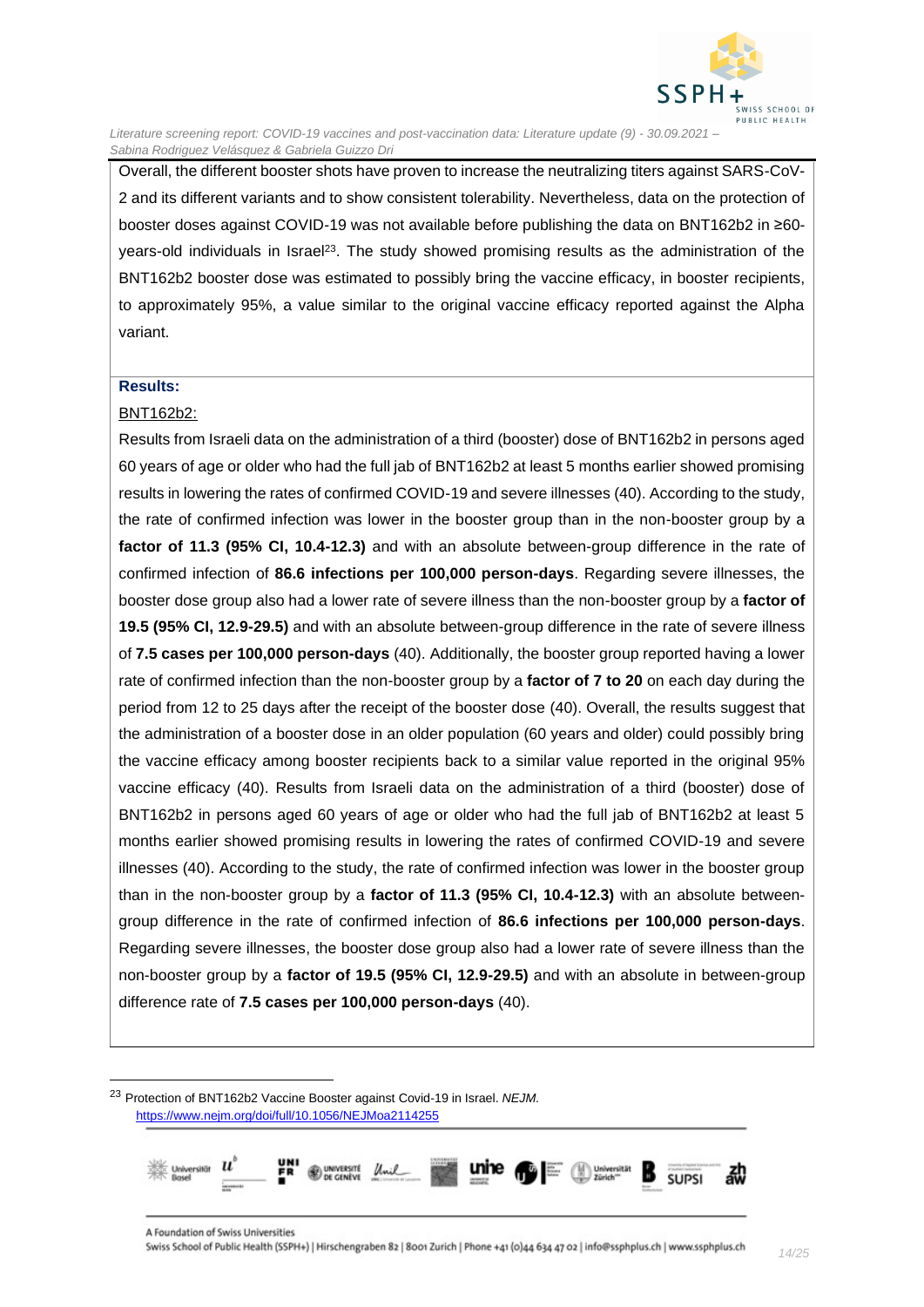Overall, the different booster shots have proven to increase the neutralizing titers against SARS-CoV-2 and its different variants and to show consistent tolerability. Nevertheless, data on the protection of booster doses against COVID-19 was not available before publishing the data on BNT162b2 in ≥60-years-old individuals in Israel[23]. The study showed promising results as the administration of the BNT162b2 booster dose was estimated to possibly bring the vaccine efficacy, in booster recipients, to approximately 95%, a value similar to the original vaccine efficacy reported against the Alpha variant.

**Results:**

BNT162b2:

Results from Israeli data on the administration of a third (booster) dose of BNT162b2 in persons aged 60 years of age or older who had the full jab of BNT162b2 at least 5 months earlier showed promising results in lowering the rates of confirmed COVID-19 and severe illnesses (40). According to the study, the rate of confirmed infection was lower in the booster group than in the non-booster group by a **factor of 11.3 (95% CI, 10.4-12.3)** and with an absolute between-group difference in the rate of confirmed infection of **86.6 infections per 100,000 person-days**. Regarding severe illnesses, the booster dose group also had a lower rate of severe illness than the non-booster group by a **factor of 19.5 (95% CI, 12.9-29.5)** and with an absolute between-group difference in the rate of severe illness of **7.5 cases per 100,000 person-days** (40). Additionally, the booster group reported having a lower rate of confirmed infection than the non-booster group by a **factor of 7 to 20** on each day during the period from 12 to 25 days after the receipt of the booster dose (40). Overall, the results suggest that the administration of a booster dose in an older population (60 years and older) could possibly bring the vaccine efficacy among booster recipients back to a similar value reported in the original 95% vaccine efficacy (40). Results from Israeli data on the administration of a third (booster) dose of BNT162b2 in persons aged 60 years of age or older who had the full jab of BNT162b2 at least 5 months earlier showed promising results in lowering the rates of confirmed COVID-19 and severe illnesses (40). According to the study, the rate of confirmed infection was lower in the booster group than in the non-booster group by a **factor of 11.3 (95% CI, 10.4-12.3)** with an absolute between-group difference in the rate of confirmed infection of **86.6 infections per 100,000 person-days**. Regarding severe illnesses, the booster dose group also had a lower rate of severe illness than the non-booster group by a **factor of 19.5 (95% CI, 12.9-29.5)** and with an absolute in between-group difference rate of **7.5 cases per 100,000 person-days** (40).

---

[23] Protection of BNT162b2 Vaccine Booster against Covid-19 in Israel. *NEJM.* https://www.nejm.org/doi/full/10.1056/NEJMoa2114255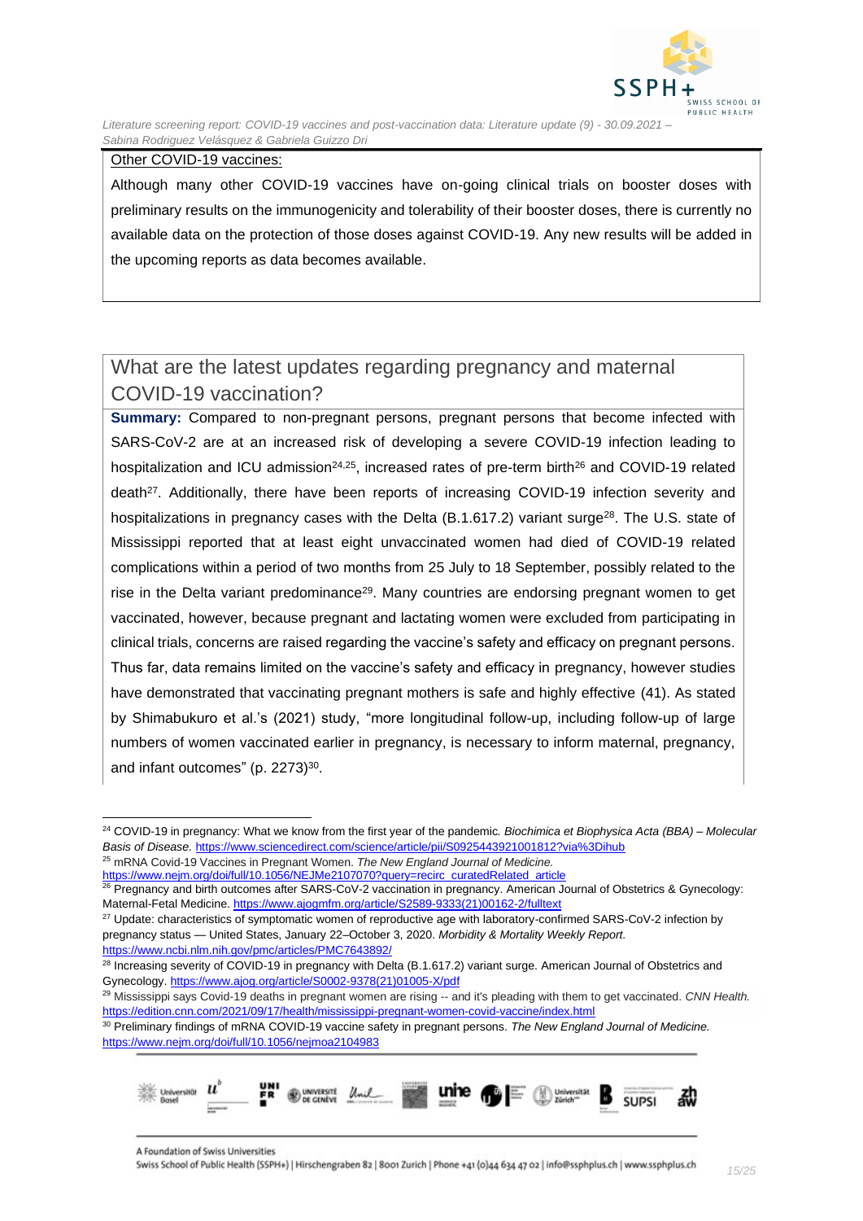Other COVID-19 vaccines:

Although many other COVID-19 vaccines have on-going clinical trials on booster doses with preliminary results on the immunogenicity and tolerability of their booster doses, there is currently no available data on the protection of those doses against COVID-19. Any new results will be added in the upcoming reports as data becomes available.

## What are the latest updates regarding pregnancy and maternal COVID-19 vaccination?

**Summary:** Compared to non-pregnant persons, pregnant persons that become infected with SARS-CoV-2 are at an increased risk of developing a severe COVID-19 infection leading to hospitalization and ICU admission[24,25], increased rates of pre-term birth[26] and COVID-19 related death[27]. Additionally, there have been reports of increasing COVID-19 infection severity and hospitalizations in pregnancy cases with the Delta (B.1.617.2) variant surge[28]. The U.S. state of Mississippi reported that at least eight unvaccinated women had died of COVID-19 related complications within a period of two months from 25 July to 18 September, possibly related to the rise in the Delta variant predominance[29]. Many countries are endorsing pregnant women to get vaccinated, however, because pregnant and lactating women were excluded from participating in clinical trials, concerns are raised regarding the vaccine's safety and efficacy on pregnant persons. Thus far, data remains limited on the vaccine's safety and efficacy in pregnancy, however studies have demonstrated that vaccinating pregnant mothers is safe and highly effective (41). As stated by Shimabukuro et al.'s (2021) study, "more longitudinal follow-up, including follow-up of large numbers of women vaccinated earlier in pregnancy, is necessary to inform maternal, pregnancy, and infant outcomes" (p. 2273)[30].

---

[24] COVID-19 in pregnancy: What we know from the first year of the pandemic. *Biochimica et Biophysica Acta (BBA) – Molecular Basis of Disease.* https://www.sciencedirect.com/science/article/pii/S0925443921001812?via%3Dihub

[25] mRNA Covid-19 Vaccines in Pregnant Women. *The New England Journal of Medicine.* https://www.nejm.org/doi/full/10.1056/NEJMe2107070?query=recirc_curatedRelated_article

[26] Pregnancy and birth outcomes after SARS-CoV-2 vaccination in pregnancy. American Journal of Obstetrics & Gynecology: Maternal-Fetal Medicine. https://www.ajogmfm.org/article/S2589-9333(21)00162-2/fulltext

[27] Update: characteristics of symptomatic women of reproductive age with laboratory-confirmed SARS-CoV-2 infection by pregnancy status — United States, January 22–October 3, 2020. *Morbidity & Mortality Weekly Report.* https://www.ncbi.nlm.nih.gov/pmc/articles/PMC7643892/

[28] Increasing severity of COVID-19 in pregnancy with Delta (B.1.617.2) variant surge. American Journal of Obstetrics and Gynecology. https://www.ajog.org/article/S0002-9378(21)01005-X/pdf

[29] Mississippi says Covid-19 deaths in pregnant women are rising -- and it's pleading with them to get vaccinated. *CNN Health.* https://edition.cnn.com/2021/09/17/health/mississippi-pregnant-women-covid-vaccine/index.html

[30] Preliminary findings of mRNA COVID-19 vaccine safety in pregnant persons. *The New England Journal of Medicine.* https://www.nejm.org/doi/full/10.1056/nejmoa2104983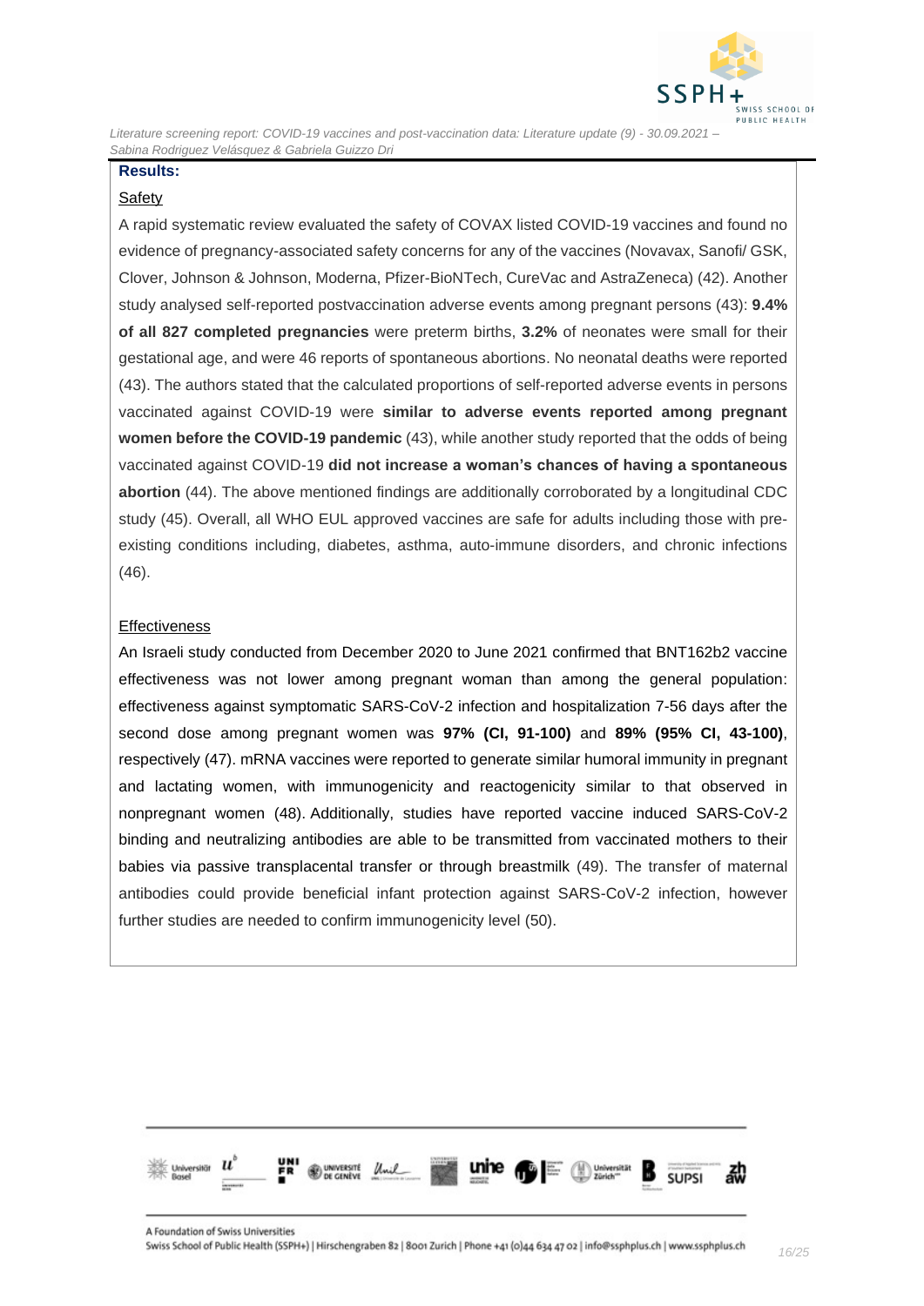**Results:**

Safety

A rapid systematic review evaluated the safety of COVAX listed COVID-19 vaccines and found no evidence of pregnancy-associated safety concerns for any of the vaccines (Novavax, Sanofi/ GSK, Clover, Johnson & Johnson, Moderna, Pfizer-BioNTech, CureVac and AstraZeneca) (42). Another study analysed self-reported postvaccination adverse events among pregnant persons (43): **9.4% of all 827 completed pregnancies** were preterm births, **3.2%** of neonates were small for their gestational age, and were 46 reports of spontaneous abortions. No neonatal deaths were reported (43). The authors stated that the calculated proportions of self-reported adverse events in persons vaccinated against COVID-19 were **similar to adverse events reported among pregnant women before the COVID-19 pandemic** (43), while another study reported that the odds of being vaccinated against COVID-19 **did not increase a woman's chances of having a spontaneous abortion** (44). The above mentioned findings are additionally corroborated by a longitudinal CDC study (45). Overall, all WHO EUL approved vaccines are safe for adults including those with pre-existing conditions including, diabetes, asthma, auto-immune disorders, and chronic infections (46).

Effectiveness

An Israeli study conducted from December 2020 to June 2021 confirmed that BNT162b2 vaccine effectiveness was not lower among pregnant woman than among the general population: effectiveness against symptomatic SARS-CoV-2 infection and hospitalization 7-56 days after the second dose among pregnant women was **97% (CI, 91-100)** and **89% (95% CI, 43-100)**, respectively (47). mRNA vaccines were reported to generate similar humoral immunity in pregnant and lactating women, with immunogenicity and reactogenicity similar to that observed in nonpregnant women (48). Additionally, studies have reported vaccine induced SARS-CoV-2 binding and neutralizing antibodies are able to be transmitted from vaccinated mothers to their babies via passive transplacental transfer or through breastmilk (49). The transfer of maternal antibodies could provide beneficial infant protection against SARS-CoV-2 infection, however further studies are needed to confirm immunogenicity level (50).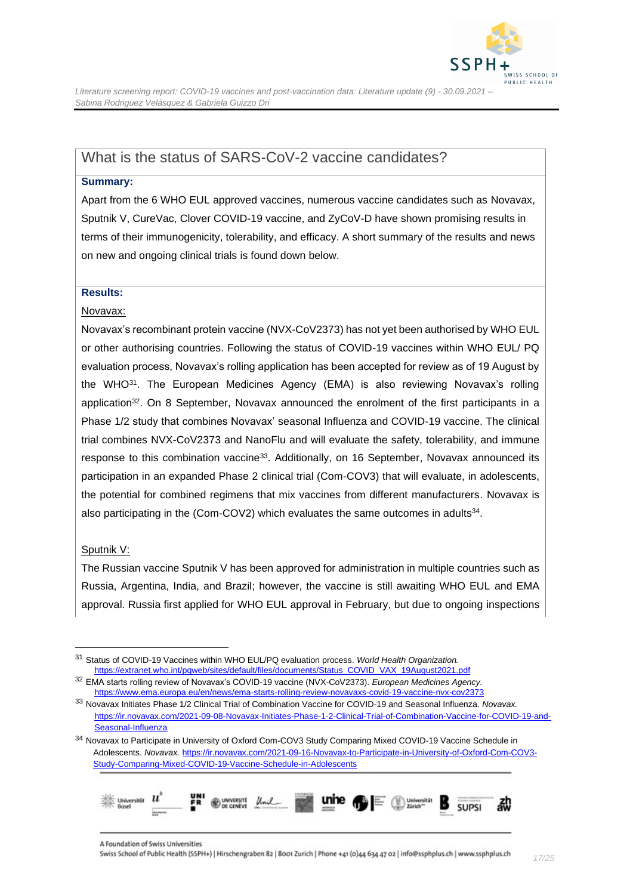## What is the status of SARS-CoV-2 vaccine candidates?

**Summary:**

Apart from the 6 WHO EUL approved vaccines, numerous vaccine candidates such as Novavax, Sputnik V, CureVac, Clover COVID-19 vaccine, and ZyCoV-D have shown promising results in terms of their immunogenicity, tolerability, and efficacy. A short summary of the results and news on new and ongoing clinical trials is found down below.

**Results:**

Novavax:

Novavax's recombinant protein vaccine (NVX-CoV2373) has not yet been authorised by WHO EUL or other authorising countries. Following the status of COVID-19 vaccines within WHO EUL/ PQ evaluation process, Novavax's rolling application has been accepted for review as of 19 August by the WHO[31]. The European Medicines Agency (EMA) is also reviewing Novavax's rolling application[32]. On 8 September, Novavax announced the enrolment of the first participants in a Phase 1/2 study that combines Novavax' seasonal Influenza and COVID-19 vaccine. The clinical trial combines NVX-CoV2373 and NanoFlu and will evaluate the safety, tolerability, and immune response to this combination vaccine[33]. Additionally, on 16 September, Novavax announced its participation in an expanded Phase 2 clinical trial (Com-COV3) that will evaluate, in adolescents, the potential for combined regimens that mix vaccines from different manufacturers. Novavax is also participating in the (Com-COV2) which evaluates the same outcomes in adults[34].

Sputnik V:

The Russian vaccine Sputnik V has been approved for administration in multiple countries such as Russia, Argentina, India, and Brazil; however, the vaccine is still awaiting WHO EUL and EMA approval. Russia first applied for WHO EUL approval in February, but due to ongoing inspections

---

[31] Status of COVID-19 Vaccines within WHO EUL/PQ evaluation process. *World Health Organization.* https://extranet.who.int/pqweb/sites/default/files/documents/Status_COVID_VAX_19August2021.pdf

[32] EMA starts rolling review of Novavax's COVID-19 vaccine (NVX-CoV2373). *European Medicines Agency*. https://www.ema.europa.eu/en/news/ema-starts-rolling-review-novavaxs-covid-19-vaccine-nvx-cov2373

[33] Novavax Initiates Phase 1/2 Clinical Trial of Combination Vaccine for COVID-19 and Seasonal Influenza. *Novavax.* https://ir.novavax.com/2021-09-08-Novavax-Initiates-Phase-1-2-Clinical-Trial-of-Combination-Vaccine-for-COVID-19-and-Seasonal-Influenza

[34] Novavax to Participate in University of Oxford Com-COV3 Study Comparing Mixed COVID-19 Vaccine Schedule in Adolescents. *Novavax.* https://ir.novavax.com/2021-09-16-Novavax-to-Participate-in-University-of-Oxford-Com-COV3-Study-Comparing-Mixed-COVID-19-Vaccine-Schedule-in-Adolescents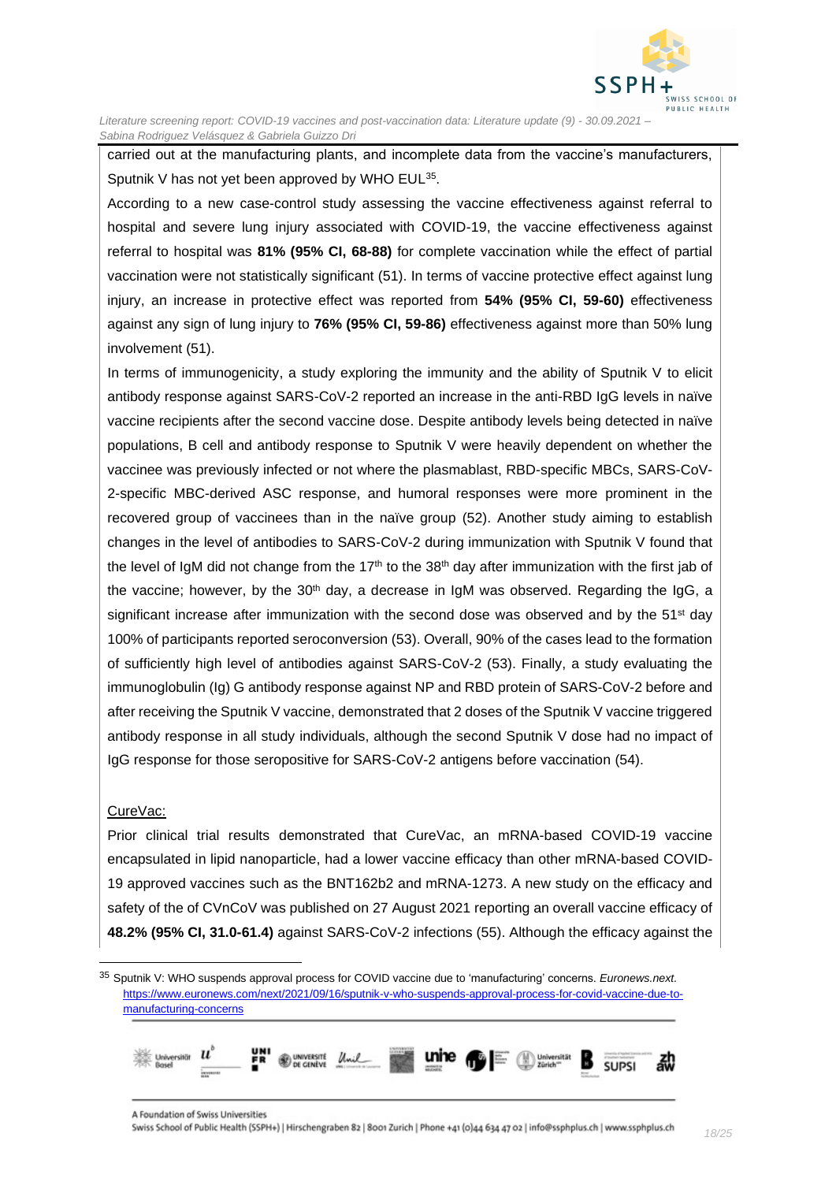carried out at the manufacturing plants, and incomplete data from the vaccine's manufacturers, Sputnik V has not yet been approved by WHO EUL[35].

According to a new case-control study assessing the vaccine effectiveness against referral to hospital and severe lung injury associated with COVID-19, the vaccine effectiveness against referral to hospital was **81% (95% CI, 68-88)** for complete vaccination while the effect of partial vaccination were not statistically significant (51). In terms of vaccine protective effect against lung injury, an increase in protective effect was reported from **54% (95% CI, 59-60)** effectiveness against any sign of lung injury to **76% (95% CI, 59-86)** effectiveness against more than 50% lung involvement (51).

In terms of immunogenicity, a study exploring the immunity and the ability of Sputnik V to elicit antibody response against SARS-CoV-2 reported an increase in the anti-RBD IgG levels in naïve vaccine recipients after the second vaccine dose. Despite antibody levels being detected in naïve populations, B cell and antibody response to Sputnik V were heavily dependent on whether the vaccinee was previously infected or not where the plasmablast, RBD-specific MBCs, SARS-CoV-2-specific MBC-derived ASC response, and humoral responses were more prominent in the recovered group of vaccinees than in the naïve group (52). Another study aiming to establish changes in the level of antibodies to SARS-CoV-2 during immunization with Sputnik V found that the level of IgM did not change from the 17th to the 38th day after immunization with the first jab of the vaccine; however, by the 30th day, a decrease in IgM was observed. Regarding the IgG, a significant increase after immunization with the second dose was observed and by the 51st day 100% of participants reported seroconversion (53). Overall, 90% of the cases lead to the formation of sufficiently high level of antibodies against SARS-CoV-2 (53). Finally, a study evaluating the immunoglobulin (Ig) G antibody response against NP and RBD protein of SARS-CoV-2 before and after receiving the Sputnik V vaccine, demonstrated that 2 doses of the Sputnik V vaccine triggered antibody response in all study individuals, although the second Sputnik V dose had no impact of IgG response for those seropositive for SARS-CoV-2 antigens before vaccination (54).

CureVac:

Prior clinical trial results demonstrated that CureVac, an mRNA-based COVID-19 vaccine encapsulated in lipid nanoparticle, had a lower vaccine efficacy than other mRNA-based COVID-19 approved vaccines such as the BNT162b2 and mRNA-1273. A new study on the efficacy and safety of the of CVnCoV was published on 27 August 2021 reporting an overall vaccine efficacy of **48.2% (95% CI, 31.0-61.4)** against SARS-CoV-2 infections (55). Although the efficacy against the

[35] Sputnik V: WHO suspends approval process for COVID vaccine due to 'manufacturing' concerns. *Euronews.next*. https://www.euronews.com/next/2021/09/16/sputnik-v-who-suspends-approval-process-for-covid-vaccine-due-to-manufacturing-concerns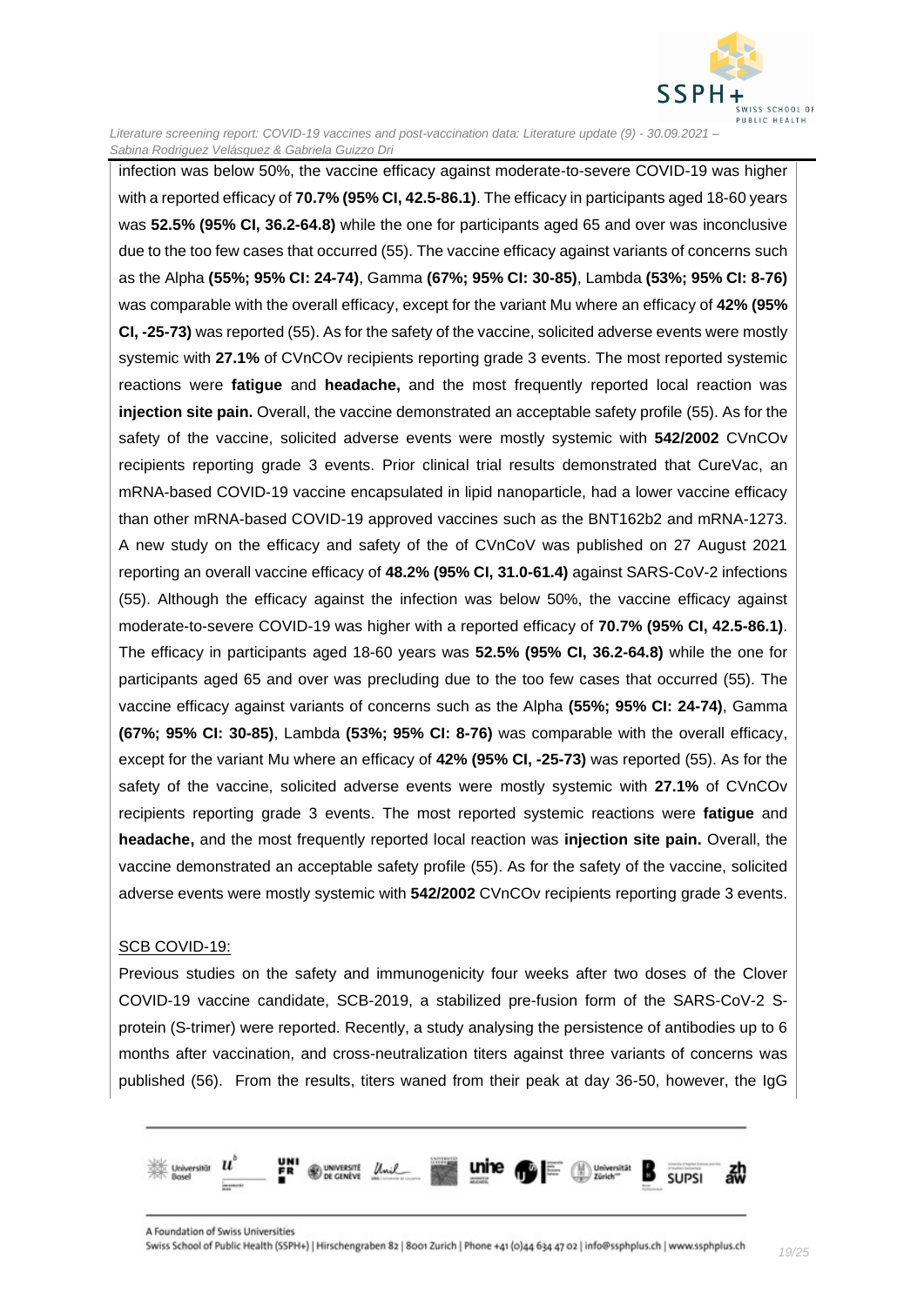infection was below 50%, the vaccine efficacy against moderate-to-severe COVID-19 was higher with a reported efficacy of **70.7% (95% CI, 42.5-86.1)**. The efficacy in participants aged 18-60 years was **52.5% (95% CI, 36.2-64.8)** while the one for participants aged 65 and over was inconclusive due to the too few cases that occurred (55). The vaccine efficacy against variants of concerns such as the Alpha **(55%; 95% CI: 24-74)**, Gamma **(67%; 95% CI: 30-85)**, Lambda **(53%; 95% CI: 8-76)** was comparable with the overall efficacy, except for the variant Mu where an efficacy of **42% (95% CI, -25-73)** was reported (55). As for the safety of the vaccine, solicited adverse events were mostly systemic with **27.1%** of CVnCOv recipients reporting grade 3 events. The most reported systemic reactions were **fatigue** and **headache,** and the most frequently reported local reaction was **injection site pain.** Overall, the vaccine demonstrated an acceptable safety profile (55). As for the safety of the vaccine, solicited adverse events were mostly systemic with **542/2002** CVnCOv recipients reporting grade 3 events. Prior clinical trial results demonstrated that CureVac, an mRNA-based COVID-19 vaccine encapsulated in lipid nanoparticle, had a lower vaccine efficacy than other mRNA-based COVID-19 approved vaccines such as the BNT162b2 and mRNA-1273. A new study on the efficacy and safety of the of CVnCoV was published on 27 August 2021 reporting an overall vaccine efficacy of **48.2% (95% CI, 31.0-61.4)** against SARS-CoV-2 infections (55). Although the efficacy against the infection was below 50%, the vaccine efficacy against moderate-to-severe COVID-19 was higher with a reported efficacy of **70.7% (95% CI, 42.5-86.1)**. The efficacy in participants aged 18-60 years was **52.5% (95% CI, 36.2-64.8)** while the one for participants aged 65 and over was precluding due to the too few cases that occurred (55). The vaccine efficacy against variants of concerns such as the Alpha **(55%; 95% CI: 24-74)**, Gamma **(67%; 95% CI: 30-85)**, Lambda **(53%; 95% CI: 8-76)** was comparable with the overall efficacy, except for the variant Mu where an efficacy of **42% (95% CI, -25-73)** was reported (55). As for the safety of the vaccine, solicited adverse events were mostly systemic with **27.1%** of CVnCOv recipients reporting grade 3 events. The most reported systemic reactions were **fatigue** and **headache,** and the most frequently reported local reaction was **injection site pain.** Overall, the vaccine demonstrated an acceptable safety profile (55). As for the safety of the vaccine, solicited adverse events were mostly systemic with **542/2002** CVnCOv recipients reporting grade 3 events.

<u>SCB COVID-19:</u>

Previous studies on the safety and immunogenicity four weeks after two doses of the Clover COVID-19 vaccine candidate, SCB-2019, a stabilized pre-fusion form of the SARS-CoV-2 S-protein (S-trimer) were reported. Recently, a study analysing the persistence of antibodies up to 6 months after vaccination, and cross-neutralization titers against three variants of concerns was published (56). From the results, titers waned from their peak at day 36-50, however, the IgG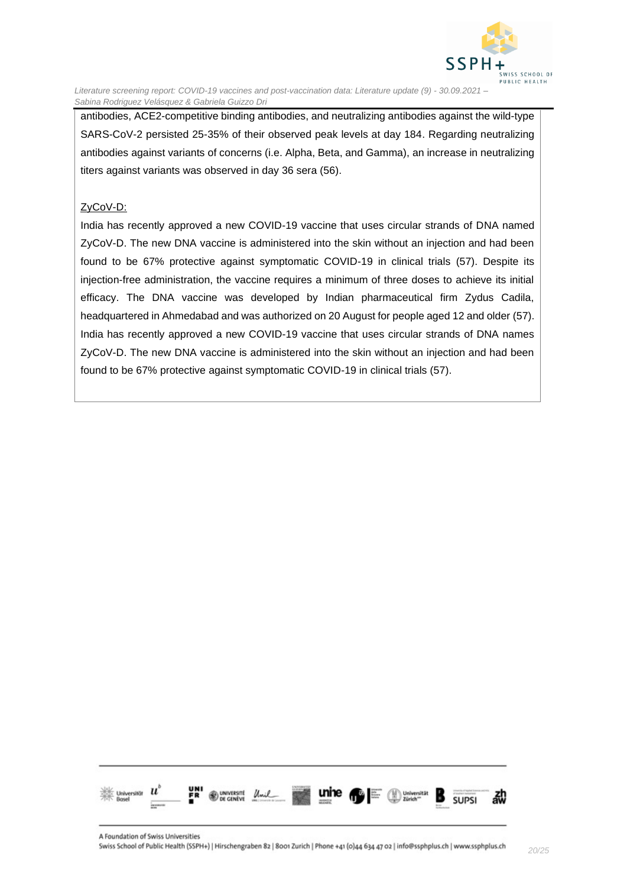antibodies, ACE2-competitive binding antibodies, and neutralizing antibodies against the wild-type SARS-CoV-2 persisted 25-35% of their observed peak levels at day 184. Regarding neutralizing antibodies against variants of concerns (i.e. Alpha, Beta, and Gamma), an increase in neutralizing titers against variants was observed in day 36 sera (56).

ZyCoV-D:

India has recently approved a new COVID-19 vaccine that uses circular strands of DNA named ZyCoV-D. The new DNA vaccine is administered into the skin without an injection and had been found to be 67% protective against symptomatic COVID-19 in clinical trials (57). Despite its injection-free administration, the vaccine requires a minimum of three doses to achieve its initial efficacy. The DNA vaccine was developed by Indian pharmaceutical firm Zydus Cadila, headquartered in Ahmedabad and was authorized on 20 August for people aged 12 and older (57). India has recently approved a new COVID-19 vaccine that uses circular strands of DNA names ZyCoV-D. The new DNA vaccine is administered into the skin without an injection and had been found to be 67% protective against symptomatic COVID-19 in clinical trials (57).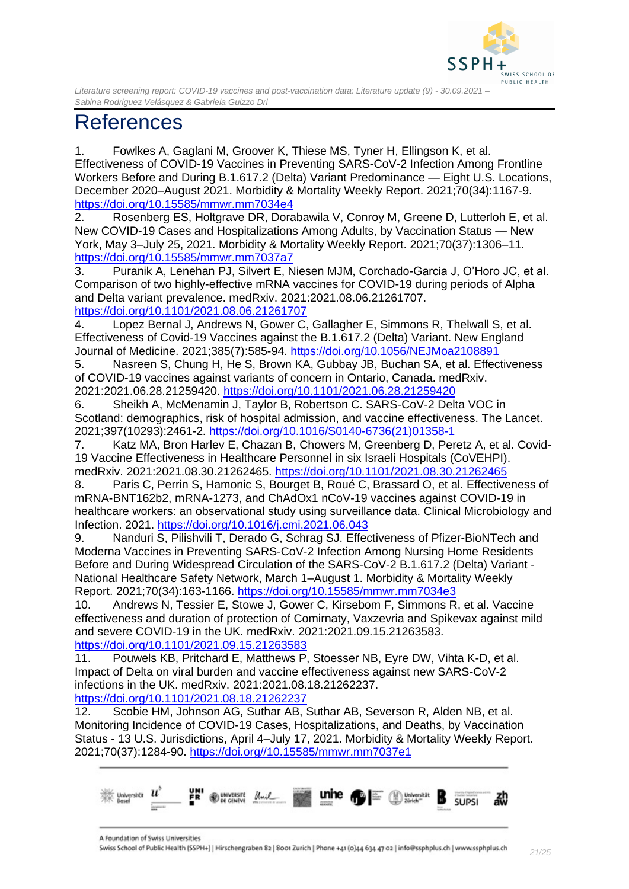# References

1. Fowlkes A, Gaglani M, Groover K, Thiese MS, Tyner H, Ellingson K, et al. Effectiveness of COVID-19 Vaccines in Preventing SARS-CoV-2 Infection Among Frontline Workers Before and During B.1.617.2 (Delta) Variant Predominance — Eight U.S. Locations, December 2020–August 2021. Morbidity & Mortality Weekly Report. 2021;70(34):1167-9. https://doi.org/10.15585/mmwr.mm7034e4
2. Rosenberg ES, Holtgrave DR, Dorabawila V, Conroy M, Greene D, Lutterloh E, et al. New COVID-19 Cases and Hospitalizations Among Adults, by Vaccination Status — New York, May 3–July 25, 2021. Morbidity & Mortality Weekly Report. 2021;70(37):1306–11. https://doi.org/10.15585/mmwr.mm7037a7
3. Puranik A, Lenehan PJ, Silvert E, Niesen MJM, Corchado-Garcia J, O'Horo JC, et al. Comparison of two highly-effective mRNA vaccines for COVID-19 during periods of Alpha and Delta variant prevalence. medRxiv. 2021:2021.08.06.21261707. https://doi.org/10.1101/2021.08.06.21261707
4. Lopez Bernal J, Andrews N, Gower C, Gallagher E, Simmons R, Thelwall S, et al. Effectiveness of Covid-19 Vaccines against the B.1.617.2 (Delta) Variant. New England Journal of Medicine. 2021;385(7):585-94. https://doi.org/10.1056/NEJMoa2108891
5. Nasreen S, Chung H, He S, Brown KA, Gubbay JB, Buchan SA, et al. Effectiveness of COVID-19 vaccines against variants of concern in Ontario, Canada. medRxiv. 2021:2021.06.28.21259420. https://doi.org/10.1101/2021.06.28.21259420
6. Sheikh A, McMenamin J, Taylor B, Robertson C. SARS-CoV-2 Delta VOC in Scotland: demographics, risk of hospital admission, and vaccine effectiveness. The Lancet. 2021;397(10293):2461-2. https://doi.org/10.1016/S0140-6736(21)01358-1
7. Katz MA, Bron Harlev E, Chazan B, Chowers M, Greenberg D, Peretz A, et al. Covid-19 Vaccine Effectiveness in Healthcare Personnel in six Israeli Hospitals (CoVEHPI). medRxiv. 2021:2021.08.30.21262465. https://doi.org/10.1101/2021.08.30.21262465
8. Paris C, Perrin S, Hamonic S, Bourget B, Roué C, Brassard O, et al. Effectiveness of mRNA-BNT162b2, mRNA-1273, and ChAdOx1 nCoV-19 vaccines against COVID-19 in healthcare workers: an observational study using surveillance data. Clinical Microbiology and Infection. 2021. https://doi.org/10.1016/j.cmi.2021.06.043
9. Nanduri S, Pilishvili T, Derado G, Schrag SJ. Effectiveness of Pfizer-BioNTech and Moderna Vaccines in Preventing SARS-CoV-2 Infection Among Nursing Home Residents Before and During Widespread Circulation of the SARS-CoV-2 B.1.617.2 (Delta) Variant - National Healthcare Safety Network, March 1–August 1. Morbidity & Mortality Weekly Report. 2021;70(34):163-1166. https://doi.org/10.15585/mmwr.mm7034e3
10. Andrews N, Tessier E, Stowe J, Gower C, Kirsebom F, Simmons R, et al. Vaccine effectiveness and duration of protection of Comirnaty, Vaxzevria and Spikevax against mild and severe COVID-19 in the UK. medRxiv. 2021:2021.09.15.21263583. https://doi.org/10.1101/2021.09.15.21263583
11. Pouwels KB, Pritchard E, Matthews P, Stoesser NB, Eyre DW, Vihta K-D, et al. Impact of Delta on viral burden and vaccine effectiveness against new SARS-CoV-2 infections in the UK. medRxiv. 2021:2021.08.18.21262237. https://doi.org/10.1101/2021.08.18.21262237
12. Scobie HM, Johnson AG, Suthar AB, Suthar AB, Severson R, Alden NB, et al. Monitoring Incidence of COVID-19 Cases, Hospitalizations, and Deaths, by Vaccination Status - 13 U.S. Jurisdictions, April 4–July 17, 2021. Morbidity & Mortality Weekly Report. 2021;70(37):1284-90. https://doi.org//10.15585/mmwr.mm7037e1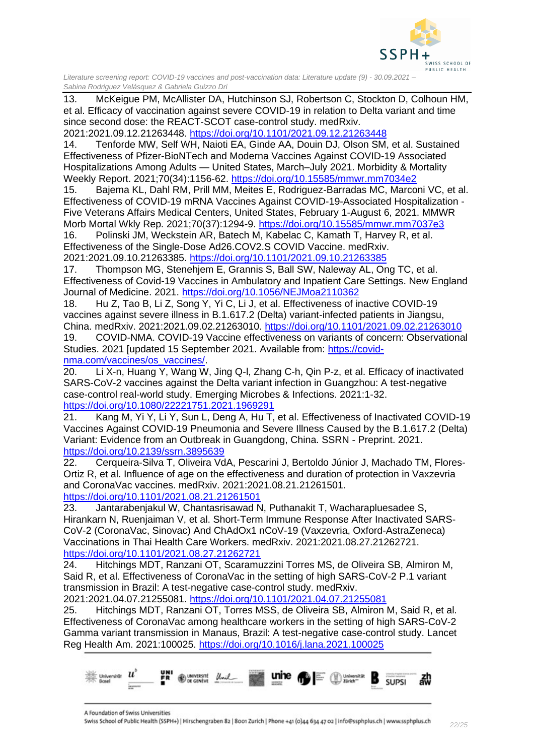13. McKeigue PM, McAllister DA, Hutchinson SJ, Robertson C, Stockton D, Colhoun HM, et al. Efficacy of vaccination against severe COVID-19 in relation to Delta variant and time since second dose: the REACT-SCOT case-control study. medRxiv. 2021:2021.09.12.21263448. https://doi.org/10.1101/2021.09.12.21263448

14. Tenforde MW, Self WH, Naioti EA, Ginde AA, Douin DJ, Olson SM, et al. Sustained Effectiveness of Pfizer-BioNTech and Moderna Vaccines Against COVID-19 Associated Hospitalizations Among Adults — United States, March–July 2021. Morbidity & Mortality Weekly Report. 2021;70(34):1156-62. https://doi.org/10.15585/mmwr.mm7034e2

15. Bajema KL, Dahl RM, Prill MM, Meites E, Rodriguez-Barradas MC, Marconi VC, et al. Effectiveness of COVID-19 mRNA Vaccines Against COVID-19-Associated Hospitalization - Five Veterans Affairs Medical Centers, United States, February 1-August 6, 2021. MMWR Morb Mortal Wkly Rep. 2021;70(37):1294-9. https://doi.org/10.15585/mmwr.mm7037e3

16. Polinski JM, Weckstein AR, Batech M, Kabelac C, Kamath T, Harvey R, et al. Effectiveness of the Single-Dose Ad26.COV2.S COVID Vaccine. medRxiv. 2021:2021.09.10.21263385. https://doi.org/10.1101/2021.09.10.21263385

17. Thompson MG, Stenehjem E, Grannis S, Ball SW, Naleway AL, Ong TC, et al. Effectiveness of Covid-19 Vaccines in Ambulatory and Inpatient Care Settings. New England Journal of Medicine. 2021. https://doi.org/10.1056/NEJMoa2110362

18. Hu Z, Tao B, Li Z, Song Y, Yi C, Li J, et al. Effectiveness of inactive COVID-19 vaccines against severe illness in B.1.617.2 (Delta) variant-infected patients in Jiangsu, China. medRxiv. 2021:2021.09.02.21263010. https://doi.org/10.1101/2021.09.02.21263010

19. COVID-NMA. COVID-19 Vaccine effectiveness on variants of concern: Observational Studies. 2021 [updated 15 September 2021. Available from: https://covid-nma.com/vaccines/os_vaccines/.

20. Li X-n, Huang Y, Wang W, Jing Q-l, Zhang C-h, Qin P-z, et al. Efficacy of inactivated SARS-CoV-2 vaccines against the Delta variant infection in Guangzhou: A test-negative case-control real-world study. Emerging Microbes & Infections. 2021:1-32. https://doi.org/10.1080/22221751.2021.1969291

21. Kang M, Yi Y, Li Y, Sun L, Deng A, Hu T, et al. Effectiveness of Inactivated COVID-19 Vaccines Against COVID-19 Pneumonia and Severe Illness Caused by the B.1.617.2 (Delta) Variant: Evidence from an Outbreak in Guangdong, China. SSRN - Preprint. 2021. https://doi.org/10.2139/ssrn.3895639

22. Cerqueira-Silva T, Oliveira VdA, Pescarini J, Bertoldo Júnior J, Machado TM, Flores-Ortiz R, et al. Influence of age on the effectiveness and duration of protection in Vaxzevria and CoronaVac vaccines. medRxiv. 2021:2021.08.21.21261501. https://doi.org/10.1101/2021.08.21.21261501

23. Jantarabenjakul W, Chantasrisawad N, Puthanakit T, Wacharapluesadee S, Hirankarn N, Ruenjaiman V, et al. Short-Term Immune Response After Inactivated SARS-CoV-2 (CoronaVac, Sinovac) And ChAdOx1 nCoV-19 (Vaxzevria, Oxford-AstraZeneca) Vaccinations in Thai Health Care Workers. medRxiv. 2021:2021.08.27.21262721. https://doi.org/10.1101/2021.08.27.21262721

24. Hitchings MDT, Ranzani OT, Scaramuzzini Torres MS, de Oliveira SB, Almiron M, Said R, et al. Effectiveness of CoronaVac in the setting of high SARS-CoV-2 P.1 variant transmission in Brazil: A test-negative case-control study. medRxiv. 2021:2021.04.07.21255081. https://doi.org/10.1101/2021.04.07.21255081

25. Hitchings MDT, Ranzani OT, Torres MSS, de Oliveira SB, Almiron M, Said R, et al. Effectiveness of CoronaVac among healthcare workers in the setting of high SARS-CoV-2 Gamma variant transmission in Manaus, Brazil: A test-negative case-control study. Lancet Reg Health Am. 2021:100025. https://doi.org/10.1016/j.lana.2021.100025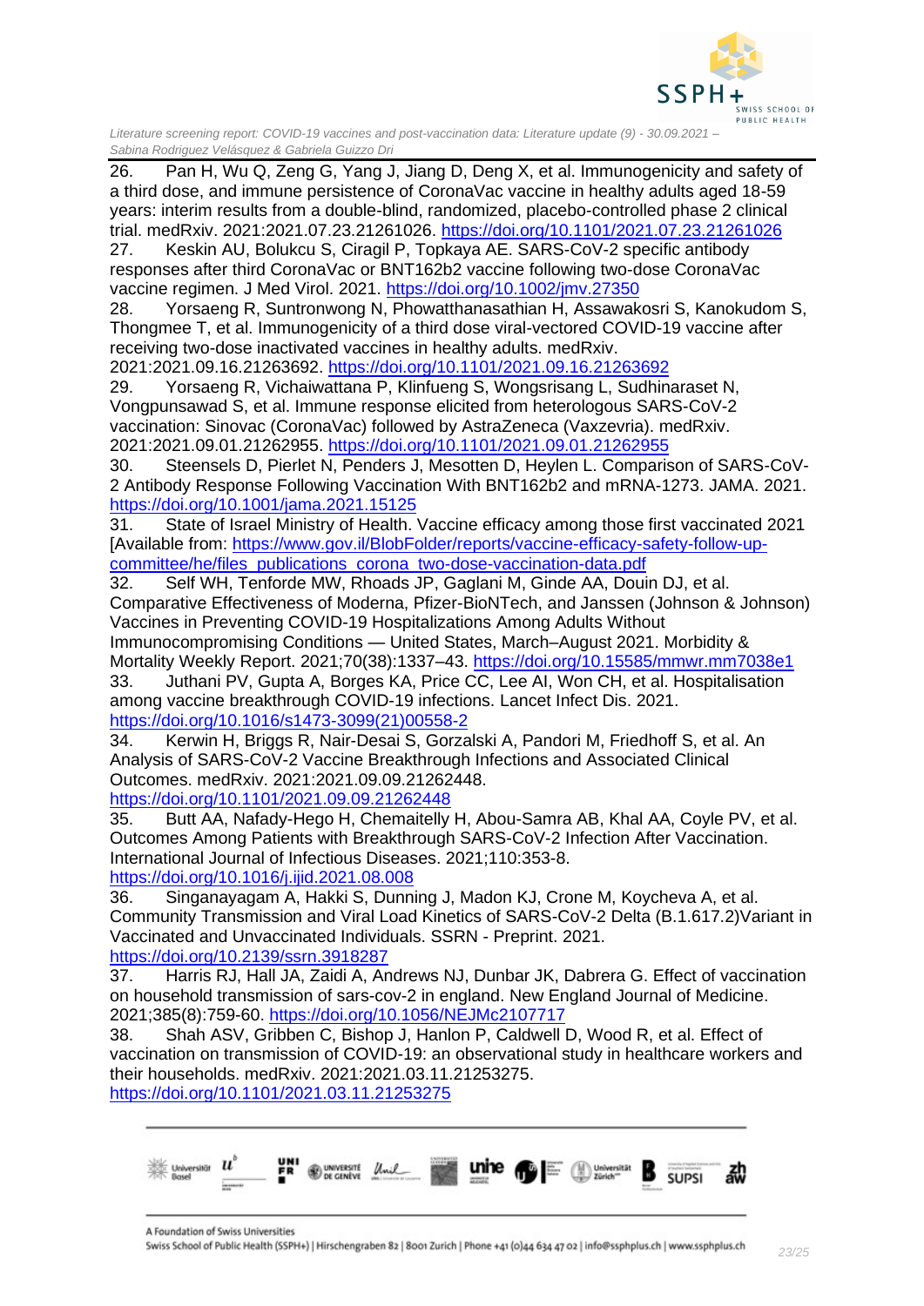26. Pan H, Wu Q, Zeng G, Yang J, Jiang D, Deng X, et al. Immunogenicity and safety of a third dose, and immune persistence of CoronaVac vaccine in healthy adults aged 18-59 years: interim results from a double-blind, randomized, placebo-controlled phase 2 clinical trial. medRxiv. 2021:2021.07.23.21261026. https://doi.org/10.1101/2021.07.23.21261026
27. Keskin AU, Bolukcu S, Ciragil P, Topkaya AE. SARS-CoV-2 specific antibody responses after third CoronaVac or BNT162b2 vaccine following two-dose CoronaVac vaccine regimen. J Med Virol. 2021. https://doi.org/10.1002/jmv.27350
28. Yorsaeng R, Suntronwong N, Phowatthanasathian H, Assawakosri S, Kanokudom S, Thongmee T, et al. Immunogenicity of a third dose viral-vectored COVID-19 vaccine after receiving two-dose inactivated vaccines in healthy adults. medRxiv. 2021:2021.09.16.21263692. https://doi.org/10.1101/2021.09.16.21263692
29. Yorsaeng R, Vichaiwattana P, Klinfueng S, Wongsrisang L, Sudhinaraset N, Vongpunsawad S, et al. Immune response elicited from heterologous SARS-CoV-2 vaccination: Sinovac (CoronaVac) followed by AstraZeneca (Vaxzevria). medRxiv. 2021:2021.09.01.21262955. https://doi.org/10.1101/2021.09.01.21262955
30. Steensels D, Pierlet N, Penders J, Mesotten D, Heylen L. Comparison of SARS-CoV-2 Antibody Response Following Vaccination With BNT162b2 and mRNA-1273. JAMA. 2021. https://doi.org/10.1001/jama.2021.15125
31. State of Israel Ministry of Health. Vaccine efficacy among those first vaccinated 2021 [Available from: https://www.gov.il/BlobFolder/reports/vaccine-efficacy-safety-follow-up-committee/he/files_publications_corona_two-dose-vaccination-data.pdf
32. Self WH, Tenforde MW, Rhoads JP, Gaglani M, Ginde AA, Douin DJ, et al. Comparative Effectiveness of Moderna, Pfizer-BioNTech, and Janssen (Johnson & Johnson) Vaccines in Preventing COVID-19 Hospitalizations Among Adults Without Immunocompromising Conditions — United States, March–August 2021. Morbidity & Mortality Weekly Report. 2021;70(38):1337–43. https://doi.org/10.15585/mmwr.mm7038e1
33. Juthani PV, Gupta A, Borges KA, Price CC, Lee AI, Won CH, et al. Hospitalisation among vaccine breakthrough COVID-19 infections. Lancet Infect Dis. 2021. https://doi.org/10.1016/s1473-3099(21)00558-2
34. Kerwin H, Briggs R, Nair-Desai S, Gorzalski A, Pandori M, Friedhoff S, et al. An Analysis of SARS-CoV-2 Vaccine Breakthrough Infections and Associated Clinical Outcomes. medRxiv. 2021:2021.09.09.21262448. https://doi.org/10.1101/2021.09.09.21262448
35. Butt AA, Nafady-Hego H, Chemaitelly H, Abou-Samra AB, Khal AA, Coyle PV, et al. Outcomes Among Patients with Breakthrough SARS-CoV-2 Infection After Vaccination. International Journal of Infectious Diseases. 2021;110:353-8. https://doi.org/10.1016/j.ijid.2021.08.008
36. Singanayagam A, Hakki S, Dunning J, Madon KJ, Crone M, Koycheva A, et al. Community Transmission and Viral Load Kinetics of SARS-CoV-2 Delta (B.1.617.2)Variant in Vaccinated and Unvaccinated Individuals. SSRN - Preprint. 2021. https://doi.org/10.2139/ssrn.3918287
37. Harris RJ, Hall JA, Zaidi A, Andrews NJ, Dunbar JK, Dabrera G. Effect of vaccination on household transmission of sars-cov-2 in england. New England Journal of Medicine. 2021;385(8):759-60. https://doi.org/10.1056/NEJMc2107717
38. Shah ASV, Gribben C, Bishop J, Hanlon P, Caldwell D, Wood R, et al. Effect of vaccination on transmission of COVID-19: an observational study in healthcare workers and their households. medRxiv. 2021:2021.03.11.21253275. https://doi.org/10.1101/2021.03.11.21253275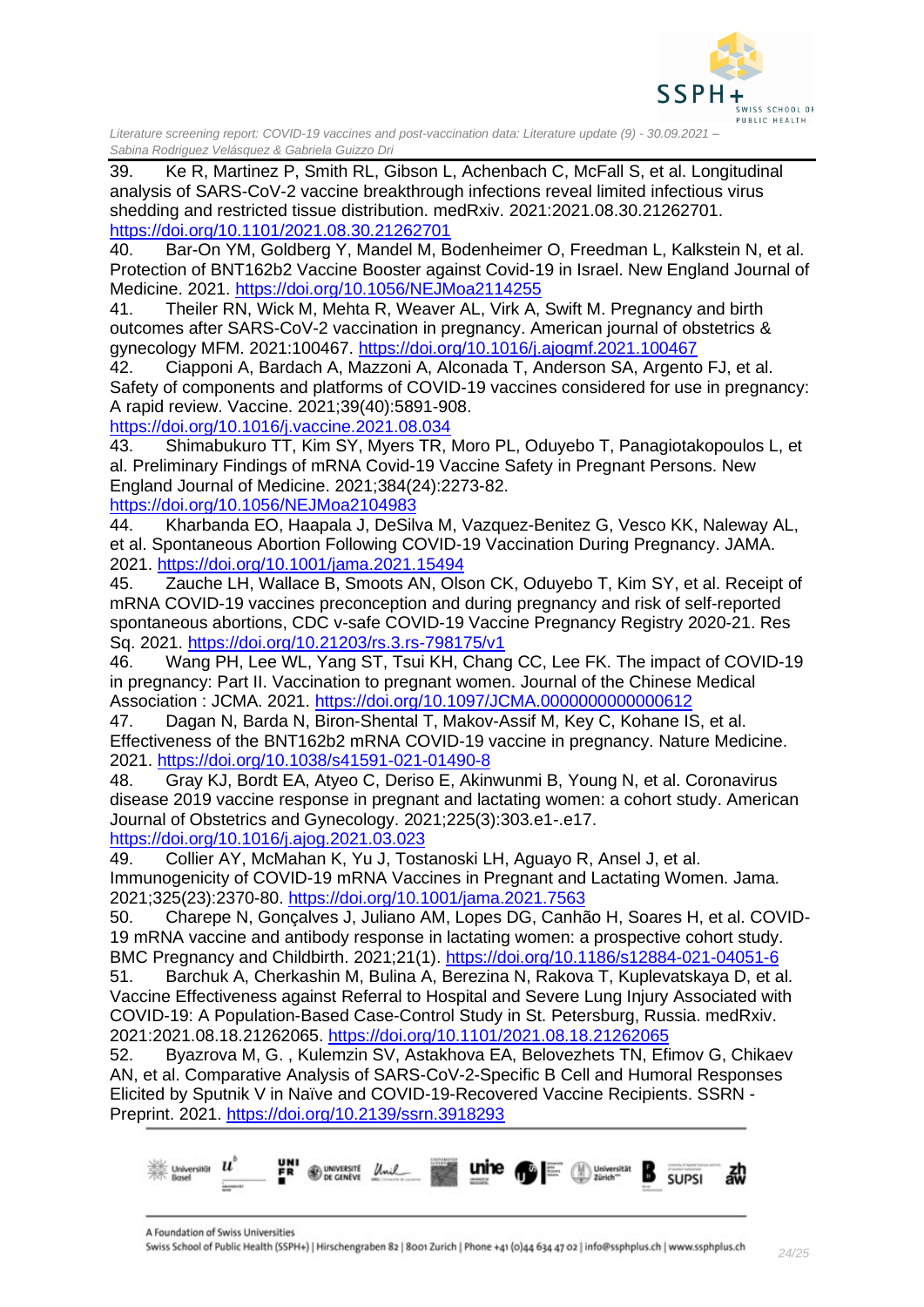39. Ke R, Martinez P, Smith RL, Gibson L, Achenbach C, McFall S, et al. Longitudinal analysis of SARS-CoV-2 vaccine breakthrough infections reveal limited infectious virus shedding and restricted tissue distribution. medRxiv. 2021:2021.08.30.21262701. https://doi.org/10.1101/2021.08.30.21262701
40. Bar-On YM, Goldberg Y, Mandel M, Bodenheimer O, Freedman L, Kalkstein N, et al. Protection of BNT162b2 Vaccine Booster against Covid-19 in Israel. New England Journal of Medicine. 2021. https://doi.org/10.1056/NEJMoa2114255
41. Theiler RN, Wick M, Mehta R, Weaver AL, Virk A, Swift M. Pregnancy and birth outcomes after SARS-CoV-2 vaccination in pregnancy. American journal of obstetrics & gynecology MFM. 2021:100467. https://doi.org/10.1016/j.ajogmf.2021.100467
42. Ciapponi A, Bardach A, Mazzoni A, Alconada T, Anderson SA, Argento FJ, et al. Safety of components and platforms of COVID-19 vaccines considered for use in pregnancy: A rapid review. Vaccine. 2021;39(40):5891-908. https://doi.org/10.1016/j.vaccine.2021.08.034
43. Shimabukuro TT, Kim SY, Myers TR, Moro PL, Oduyebo T, Panagiotakopoulos L, et al. Preliminary Findings of mRNA Covid-19 Vaccine Safety in Pregnant Persons. New England Journal of Medicine. 2021;384(24):2273-82. https://doi.org/10.1056/NEJMoa2104983
44. Kharbanda EO, Haapala J, DeSilva M, Vazquez-Benitez G, Vesco KK, Naleway AL, et al. Spontaneous Abortion Following COVID-19 Vaccination During Pregnancy. JAMA. 2021. https://doi.org/10.1001/jama.2021.15494
45. Zauche LH, Wallace B, Smoots AN, Olson CK, Oduyebo T, Kim SY, et al. Receipt of mRNA COVID-19 vaccines preconception and during pregnancy and risk of self-reported spontaneous abortions, CDC v-safe COVID-19 Vaccine Pregnancy Registry 2020-21. Res Sq. 2021. https://doi.org/10.21203/rs.3.rs-798175/v1
46. Wang PH, Lee WL, Yang ST, Tsui KH, Chang CC, Lee FK. The impact of COVID-19 in pregnancy: Part II. Vaccination to pregnant women. Journal of the Chinese Medical Association : JCMA. 2021. https://doi.org/10.1097/JCMA.0000000000000612
47. Dagan N, Barda N, Biron-Shental T, Makov-Assif M, Key C, Kohane IS, et al. Effectiveness of the BNT162b2 mRNA COVID-19 vaccine in pregnancy. Nature Medicine. 2021. https://doi.org/10.1038/s41591-021-01490-8
48. Gray KJ, Bordt EA, Atyeo C, Deriso E, Akinwunmi B, Young N, et al. Coronavirus disease 2019 vaccine response in pregnant and lactating women: a cohort study. American Journal of Obstetrics and Gynecology. 2021;225(3):303.e1-.e17. https://doi.org/10.1016/j.ajog.2021.03.023
49. Collier AY, McMahan K, Yu J, Tostanoski LH, Aguayo R, Ansel J, et al. Immunogenicity of COVID-19 mRNA Vaccines in Pregnant and Lactating Women. Jama. 2021;325(23):2370-80. https://doi.org/10.1001/jama.2021.7563
50. Charepe N, Gonçalves J, Juliano AM, Lopes DG, Canhão H, Soares H, et al. COVID-19 mRNA vaccine and antibody response in lactating women: a prospective cohort study. BMC Pregnancy and Childbirth. 2021;21(1). https://doi.org/10.1186/s12884-021-04051-6
51. Barchuk A, Cherkashin M, Bulina A, Berezina N, Rakova T, Kuplevatskaya D, et al. Vaccine Effectiveness against Referral to Hospital and Severe Lung Injury Associated with COVID-19: A Population-Based Case-Control Study in St. Petersburg, Russia. medRxiv. 2021:2021.08.18.21262065. https://doi.org/10.1101/2021.08.18.21262065
52. Byazrova M, G. , Kulemzin SV, Astakhova EA, Belovezhets TN, Efimov G, Chikaev AN, et al. Comparative Analysis of SARS-CoV-2-Specific B Cell and Humoral Responses Elicited by Sputnik V in Naïve and COVID-19-Recovered Vaccine Recipients. SSRN - Preprint. 2021. https://doi.org/10.2139/ssrn.3918293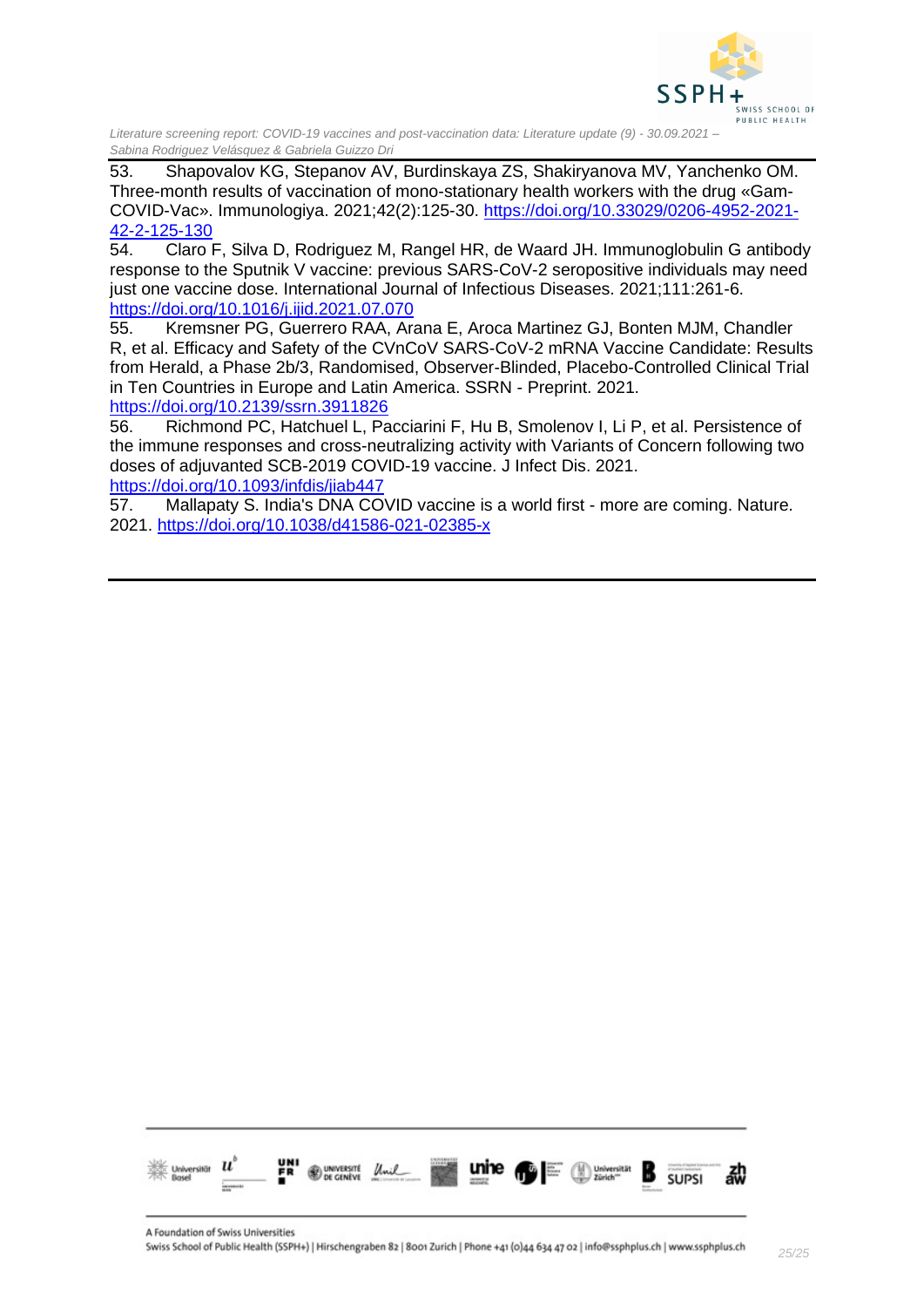53. Shapovalov KG, Stepanov AV, Burdinskaya ZS, Shakiryanova MV, Yanchenko OM. Three-month results of vaccination of mono-stationary health workers with the drug «Gam-COVID-Vac». Immunologiya. 2021;42(2):125-30. https://doi.org/10.33029/0206-4952-2021-42-2-125-130

54. Claro F, Silva D, Rodriguez M, Rangel HR, de Waard JH. Immunoglobulin G antibody response to the Sputnik V vaccine: previous SARS-CoV-2 seropositive individuals may need just one vaccine dose. International Journal of Infectious Diseases. 2021;111:261-6. https://doi.org/10.1016/j.ijid.2021.07.070

55. Kremsner PG, Guerrero RAA, Arana E, Aroca Martinez GJ, Bonten MJM, Chandler R, et al. Efficacy and Safety of the CVnCoV SARS-CoV-2 mRNA Vaccine Candidate: Results from Herald, a Phase 2b/3, Randomised, Observer-Blinded, Placebo-Controlled Clinical Trial in Ten Countries in Europe and Latin America. SSRN - Preprint. 2021. https://doi.org/10.2139/ssrn.3911826

56. Richmond PC, Hatchuel L, Pacciarini F, Hu B, Smolenov I, Li P, et al. Persistence of the immune responses and cross-neutralizing activity with Variants of Concern following two doses of adjuvanted SCB-2019 COVID-19 vaccine. J Infect Dis. 2021. https://doi.org/10.1093/infdis/jiab447

57. Mallapaty S. India's DNA COVID vaccine is a world first - more are coming. Nature. 2021. https://doi.org/10.1038/d41586-021-02385-x